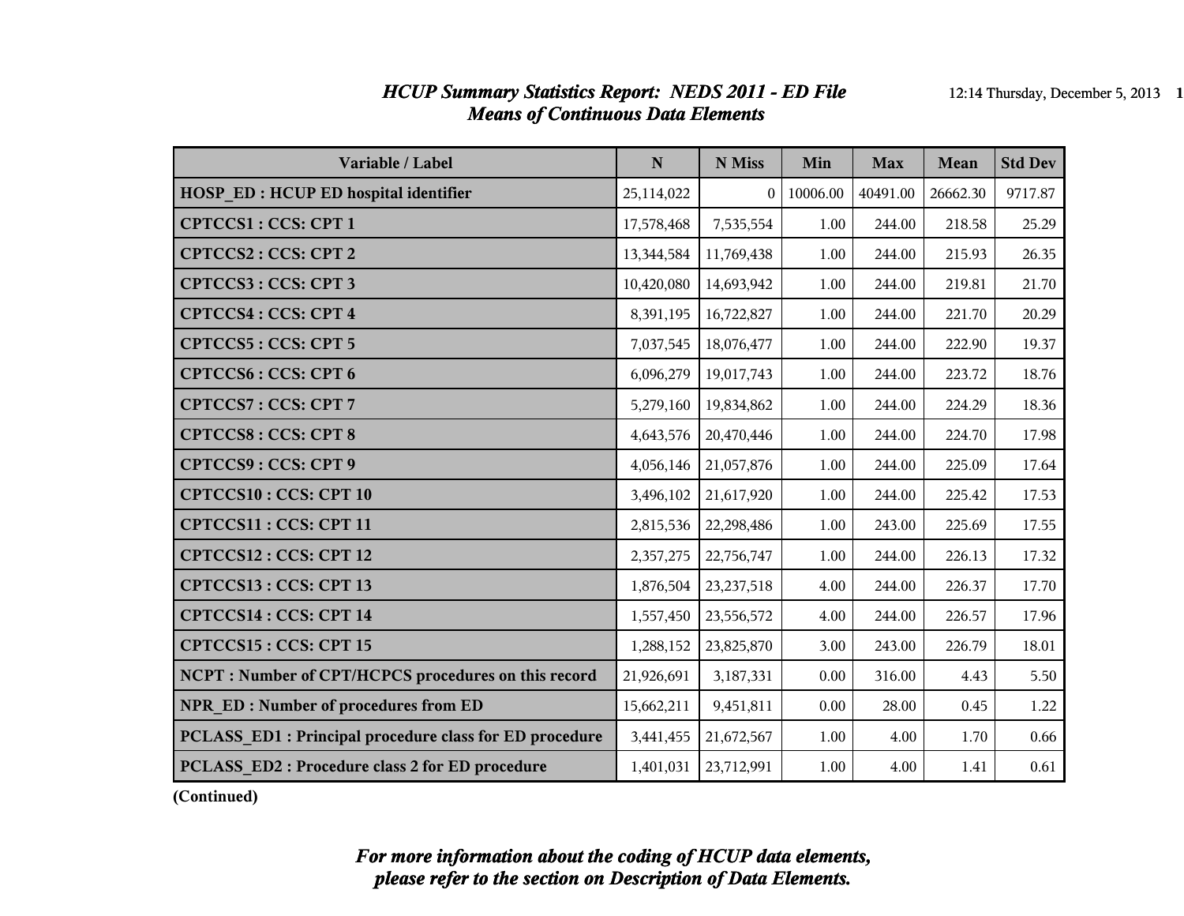# *HCUP Summary Statistics Report: NEDS 2011 - ED File*
## *Means of Continuous Data Elements*

| Variable / Label | N | N Miss | Min | Max | Mean | Std Dev |
|---|---|---|---|---|---|---|
| HOSP_ED : HCUP ED hospital identifier | 25,114,022 | 0 | 10006.00 | 40491.00 | 26662.30 | 9717.87 |
| CPTCCS1 : CCS: CPT 1 | 17,578,468 | 7,535,554 | 1.00 | 244.00 | 218.58 | 25.29 |
| CPTCCS2 : CCS: CPT 2 | 13,344,584 | 11,769,438 | 1.00 | 244.00 | 215.93 | 26.35 |
| CPTCCS3 : CCS: CPT 3 | 10,420,080 | 14,693,942 | 1.00 | 244.00 | 219.81 | 21.70 |
| CPTCCS4 : CCS: CPT 4 | 8,391,195 | 16,722,827 | 1.00 | 244.00 | 221.70 | 20.29 |
| CPTCCS5 : CCS: CPT 5 | 7,037,545 | 18,076,477 | 1.00 | 244.00 | 222.90 | 19.37 |
| CPTCCS6 : CCS: CPT 6 | 6,096,279 | 19,017,743 | 1.00 | 244.00 | 223.72 | 18.76 |
| CPTCCS7 : CCS: CPT 7 | 5,279,160 | 19,834,862 | 1.00 | 244.00 | 224.29 | 18.36 |
| CPTCCS8 : CCS: CPT 8 | 4,643,576 | 20,470,446 | 1.00 | 244.00 | 224.70 | 17.98 |
| CPTCCS9 : CCS: CPT 9 | 4,056,146 | 21,057,876 | 1.00 | 244.00 | 225.09 | 17.64 |
| CPTCCS10 : CCS: CPT 10 | 3,496,102 | 21,617,920 | 1.00 | 244.00 | 225.42 | 17.53 |
| CPTCCS11 : CCS: CPT 11 | 2,815,536 | 22,298,486 | 1.00 | 243.00 | 225.69 | 17.55 |
| CPTCCS12 : CCS: CPT 12 | 2,357,275 | 22,756,747 | 1.00 | 244.00 | 226.13 | 17.32 |
| CPTCCS13 : CCS: CPT 13 | 1,876,504 | 23,237,518 | 4.00 | 244.00 | 226.37 | 17.70 |
| CPTCCS14 : CCS: CPT 14 | 1,557,450 | 23,556,572 | 4.00 | 244.00 | 226.57 | 17.96 |
| CPTCCS15 : CCS: CPT 15 | 1,288,152 | 23,825,870 | 3.00 | 243.00 | 226.79 | 18.01 |
| NCPT : Number of CPT/HCPCS procedures on this record | 21,926,691 | 3,187,331 | 0.00 | 316.00 | 4.43 | 5.50 |
| NPR_ED : Number of procedures from ED | 15,662,211 | 9,451,811 | 0.00 | 28.00 | 0.45 | 1.22 |
| PCLASS_ED1 : Principal procedure class for ED procedure | 3,441,455 | 21,672,567 | 1.00 | 4.00 | 1.70 | 0.66 |
| PCLASS_ED2 : Procedure class 2 for ED procedure | 1,401,031 | 23,712,991 | 1.00 | 4.00 | 1.41 | 0.61 |

**(Continued)**

***For more information about the coding of HCUP data elements, please refer to the section on Description of Data Elements.***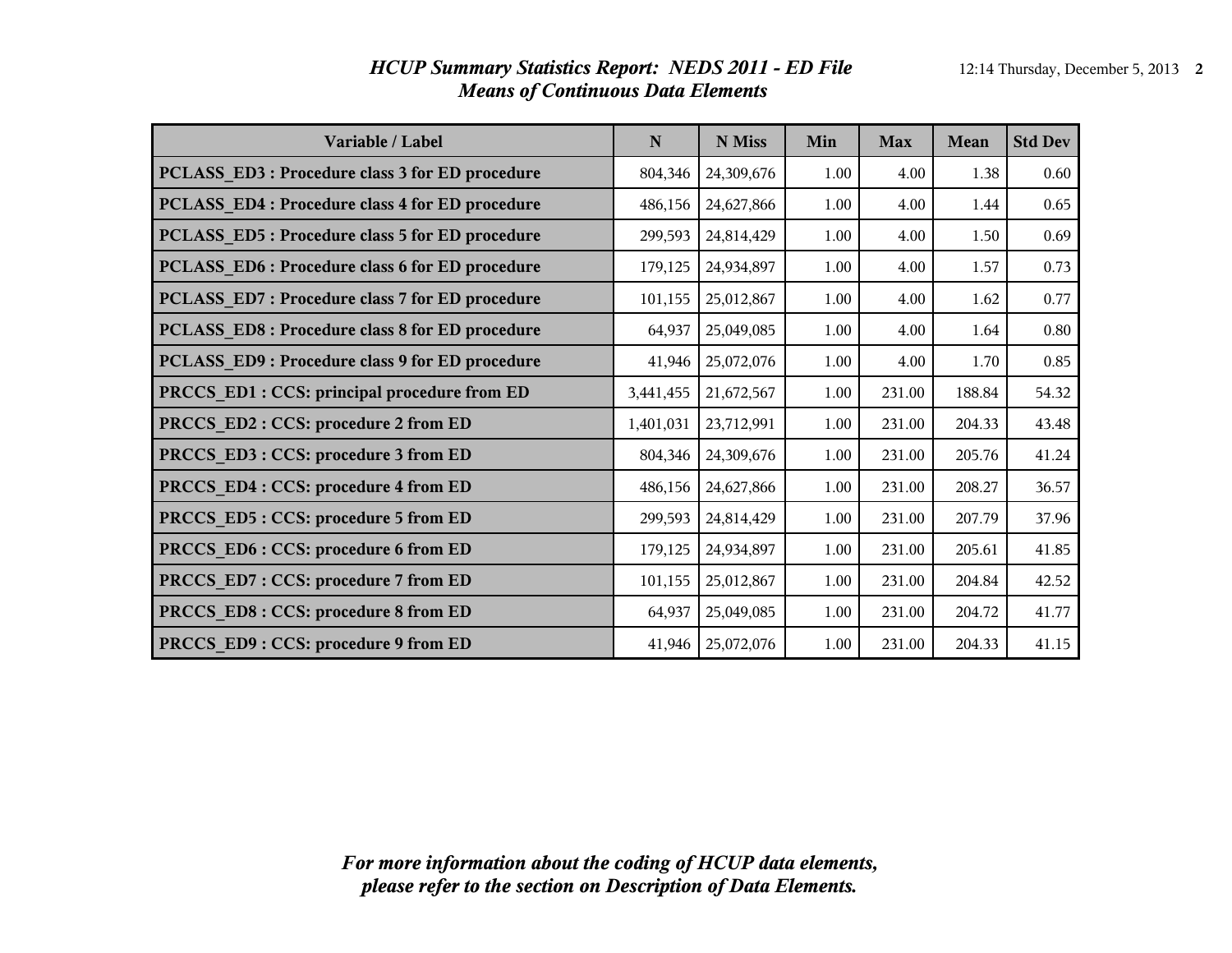# *HCUP Summary Statistics Report: NEDS 2011 - ED File*
## *Means of Continuous Data Elements*

| Variable / Label | N | N Miss | Min | Max | Mean | Std Dev |
|---|---|---|---|---|---|---|
| **PCLASS_ED3 : Procedure class 3 for ED procedure** | 804,346 | 24,309,676 | 1.00 | 4.00 | 1.38 | 0.60 |
| **PCLASS_ED4 : Procedure class 4 for ED procedure** | 486,156 | 24,627,866 | 1.00 | 4.00 | 1.44 | 0.65 |
| **PCLASS_ED5 : Procedure class 5 for ED procedure** | 299,593 | 24,814,429 | 1.00 | 4.00 | 1.50 | 0.69 |
| **PCLASS_ED6 : Procedure class 6 for ED procedure** | 179,125 | 24,934,897 | 1.00 | 4.00 | 1.57 | 0.73 |
| **PCLASS_ED7 : Procedure class 7 for ED procedure** | 101,155 | 25,012,867 | 1.00 | 4.00 | 1.62 | 0.77 |
| **PCLASS_ED8 : Procedure class 8 for ED procedure** | 64,937 | 25,049,085 | 1.00 | 4.00 | 1.64 | 0.80 |
| **PCLASS_ED9 : Procedure class 9 for ED procedure** | 41,946 | 25,072,076 | 1.00 | 4.00 | 1.70 | 0.85 |
| **PRCCS_ED1 : CCS: principal procedure from ED** | 3,441,455 | 21,672,567 | 1.00 | 231.00 | 188.84 | 54.32 |
| **PRCCS_ED2 : CCS: procedure 2 from ED** | 1,401,031 | 23,712,991 | 1.00 | 231.00 | 204.33 | 43.48 |
| **PRCCS_ED3 : CCS: procedure 3 from ED** | 804,346 | 24,309,676 | 1.00 | 231.00 | 205.76 | 41.24 |
| **PRCCS_ED4 : CCS: procedure 4 from ED** | 486,156 | 24,627,866 | 1.00 | 231.00 | 208.27 | 36.57 |
| **PRCCS_ED5 : CCS: procedure 5 from ED** | 299,593 | 24,814,429 | 1.00 | 231.00 | 207.79 | 37.96 |
| **PRCCS_ED6 : CCS: procedure 6 from ED** | 179,125 | 24,934,897 | 1.00 | 231.00 | 205.61 | 41.85 |
| **PRCCS_ED7 : CCS: procedure 7 from ED** | 101,155 | 25,012,867 | 1.00 | 231.00 | 204.84 | 42.52 |
| **PRCCS_ED8 : CCS: procedure 8 from ED** | 64,937 | 25,049,085 | 1.00 | 231.00 | 204.72 | 41.77 |
| **PRCCS_ED9 : CCS: procedure 9 from ED** | 41,946 | 25,072,076 | 1.00 | 231.00 | 204.33 | 41.15 |

***For more information about the coding of HCUP data elements, please refer to the section on Description of Data Elements.***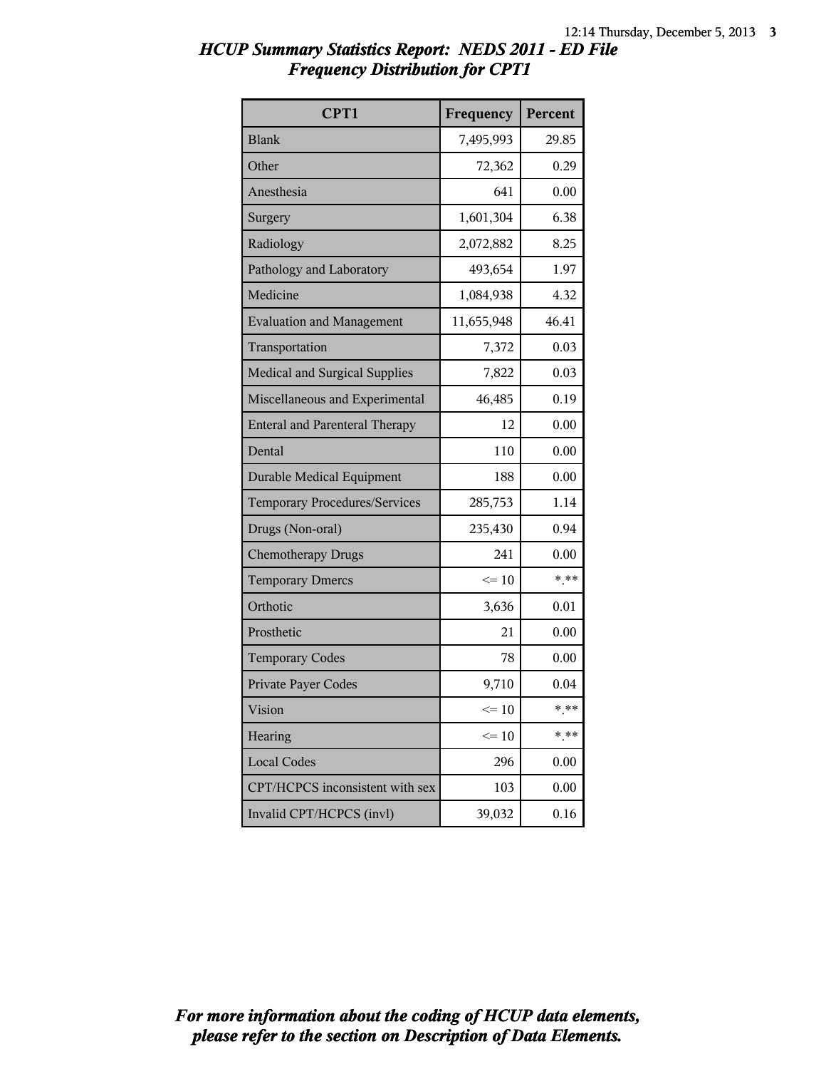# *HCUP Summary Statistics Report: NEDS 2011 - ED File*
## *Frequency Distribution for CPT1*

| CPT1 | Frequency | Percent |
|---|---|---|
| Blank | 7,495,993 | 29.85 |
| Other | 72,362 | 0.29 |
| Anesthesia | 641 | 0.00 |
| Surgery | 1,601,304 | 6.38 |
| Radiology | 2,072,882 | 8.25 |
| Pathology and Laboratory | 493,654 | 1.97 |
| Medicine | 1,084,938 | 4.32 |
| Evaluation and Management | 11,655,948 | 46.41 |
| Transportation | 7,372 | 0.03 |
| Medical and Surgical Supplies | 7,822 | 0.03 |
| Miscellaneous and Experimental | 46,485 | 0.19 |
| Enteral and Parenteral Therapy | 12 | 0.00 |
| Dental | 110 | 0.00 |
| Durable Medical Equipment | 188 | 0.00 |
| Temporary Procedures/Services | 285,753 | 1.14 |
| Drugs (Non-oral) | 235,430 | 0.94 |
| Chemotherapy Drugs | 241 | 0.00 |
| Temporary Dmercs | <= 10 | *.** |
| Orthotic | 3,636 | 0.01 |
| Prosthetic | 21 | 0.00 |
| Temporary Codes | 78 | 0.00 |
| Private Payer Codes | 9,710 | 0.04 |
| Vision | <= 10 | *.** |
| Hearing | <= 10 | *.** |
| Local Codes | 296 | 0.00 |
| CPT/HCPCS inconsistent with sex | 103 | 0.00 |
| Invalid CPT/HCPCS (invl) | 39,032 | 0.16 |

*For more information about the coding of HCUP data elements, please refer to the section on Description of Data Elements.*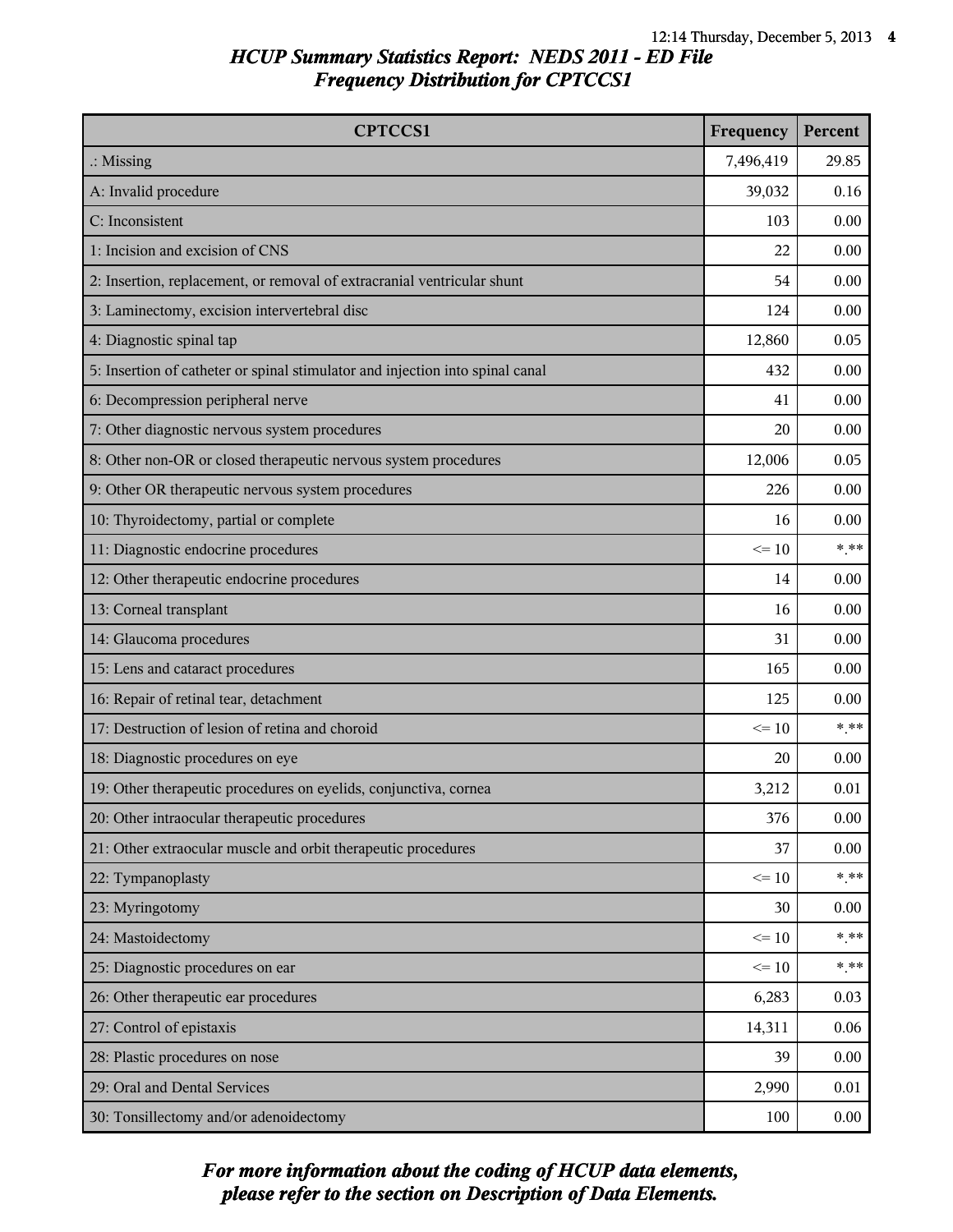## HCUP Summary Statistics Report: NEDS 2011 - ED File
## Frequency Distribution for CPTCCS1

| CPTCCS1 | Frequency | Percent |
|---|---|---|
| .: Missing | 7,496,419 | 29.85 |
| A: Invalid procedure | 39,032 | 0.16 |
| C: Inconsistent | 103 | 0.00 |
| 1: Incision and excision of CNS | 22 | 0.00 |
| 2: Insertion, replacement, or removal of extracranial ventricular shunt | 54 | 0.00 |
| 3: Laminectomy, excision intervertebral disc | 124 | 0.00 |
| 4: Diagnostic spinal tap | 12,860 | 0.05 |
| 5: Insertion of catheter or spinal stimulator and injection into spinal canal | 432 | 0.00 |
| 6: Decompression peripheral nerve | 41 | 0.00 |
| 7: Other diagnostic nervous system procedures | 20 | 0.00 |
| 8: Other non-OR or closed therapeutic nervous system procedures | 12,006 | 0.05 |
| 9: Other OR therapeutic nervous system procedures | 226 | 0.00 |
| 10: Thyroidectomy, partial or complete | 16 | 0.00 |
| 11: Diagnostic endocrine procedures | <= 10 | *.** |
| 12: Other therapeutic endocrine procedures | 14 | 0.00 |
| 13: Corneal transplant | 16 | 0.00 |
| 14: Glaucoma procedures | 31 | 0.00 |
| 15: Lens and cataract procedures | 165 | 0.00 |
| 16: Repair of retinal tear, detachment | 125 | 0.00 |
| 17: Destruction of lesion of retina and choroid | <= 10 | *.** |
| 18: Diagnostic procedures on eye | 20 | 0.00 |
| 19: Other therapeutic procedures on eyelids, conjunctiva, cornea | 3,212 | 0.01 |
| 20: Other intraocular therapeutic procedures | 376 | 0.00 |
| 21: Other extraocular muscle and orbit therapeutic procedures | 37 | 0.00 |
| 22: Tympanoplasty | <= 10 | *.** |
| 23: Myringotomy | 30 | 0.00 |
| 24: Mastoidectomy | <= 10 | *.** |
| 25: Diagnostic procedures on ear | <= 10 | *.** |
| 26: Other therapeutic ear procedures | 6,283 | 0.03 |
| 27: Control of epistaxis | 14,311 | 0.06 |
| 28: Plastic procedures on nose | 39 | 0.00 |
| 29: Oral and Dental Services | 2,990 | 0.01 |
| 30: Tonsillectomy and/or adenoidectomy | 100 | 0.00 |

*For more information about the coding of HCUP data elements, please refer to the section on Description of Data Elements.*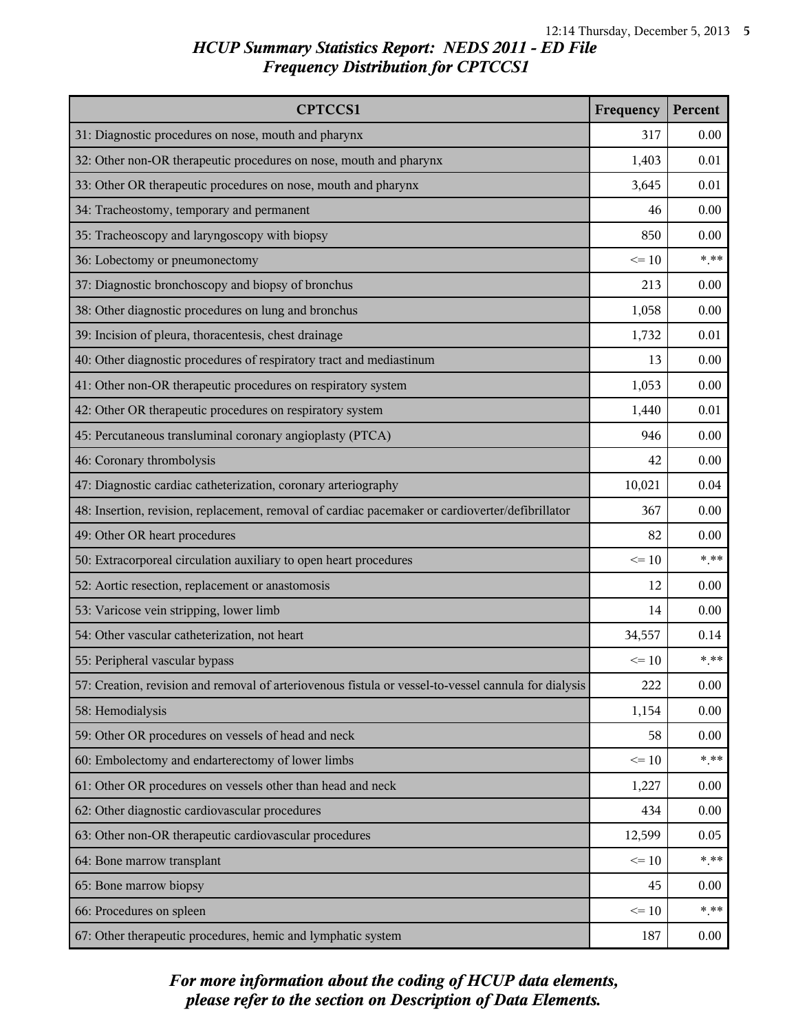# HCUP Summary Statistics Report: NEDS 2011 - ED File

## Frequency Distribution for CPTCCS1

| CPTCCS1 | Frequency | Percent |
|---|---|---|
| 31: Diagnostic procedures on nose, mouth and pharynx | 317 | 0.00 |
| 32: Other non-OR therapeutic procedures on nose, mouth and pharynx | 1,403 | 0.01 |
| 33: Other OR therapeutic procedures on nose, mouth and pharynx | 3,645 | 0.01 |
| 34: Tracheostomy, temporary and permanent | 46 | 0.00 |
| 35: Tracheoscopy and laryngoscopy with biopsy | 850 | 0.00 |
| 36: Lobectomy or pneumonectomy | <= 10 | *.** |
| 37: Diagnostic bronchoscopy and biopsy of bronchus | 213 | 0.00 |
| 38: Other diagnostic procedures on lung and bronchus | 1,058 | 0.00 |
| 39: Incision of pleura, thoracentesis, chest drainage | 1,732 | 0.01 |
| 40: Other diagnostic procedures of respiratory tract and mediastinum | 13 | 0.00 |
| 41: Other non-OR therapeutic procedures on respiratory system | 1,053 | 0.00 |
| 42: Other OR therapeutic procedures on respiratory system | 1,440 | 0.01 |
| 45: Percutaneous transluminal coronary angioplasty (PTCA) | 946 | 0.00 |
| 46: Coronary thrombolysis | 42 | 0.00 |
| 47: Diagnostic cardiac catheterization, coronary arteriography | 10,021 | 0.04 |
| 48: Insertion, revision, replacement, removal of cardiac pacemaker or cardioverter/defibrillator | 367 | 0.00 |
| 49: Other OR heart procedures | 82 | 0.00 |
| 50: Extracorporeal circulation auxiliary to open heart procedures | <= 10 | *.** |
| 52: Aortic resection, replacement or anastomosis | 12 | 0.00 |
| 53: Varicose vein stripping, lower limb | 14 | 0.00 |
| 54: Other vascular catheterization, not heart | 34,557 | 0.14 |
| 55: Peripheral vascular bypass | <= 10 | *.** |
| 57: Creation, revision and removal of arteriovenous fistula or vessel-to-vessel cannula for dialysis | 222 | 0.00 |
| 58: Hemodialysis | 1,154 | 0.00 |
| 59: Other OR procedures on vessels of head and neck | 58 | 0.00 |
| 60: Embolectomy and endarterectomy of lower limbs | <= 10 | *.** |
| 61: Other OR procedures on vessels other than head and neck | 1,227 | 0.00 |
| 62: Other diagnostic cardiovascular procedures | 434 | 0.00 |
| 63: Other non-OR therapeutic cardiovascular procedures | 12,599 | 0.05 |
| 64: Bone marrow transplant | <= 10 | *.** |
| 65: Bone marrow biopsy | 45 | 0.00 |
| 66: Procedures on spleen | <= 10 | *.** |
| 67: Other therapeutic procedures, hemic and lymphatic system | 187 | 0.00 |

*For more information about the coding of HCUP data elements, please refer to the section on Description of Data Elements.*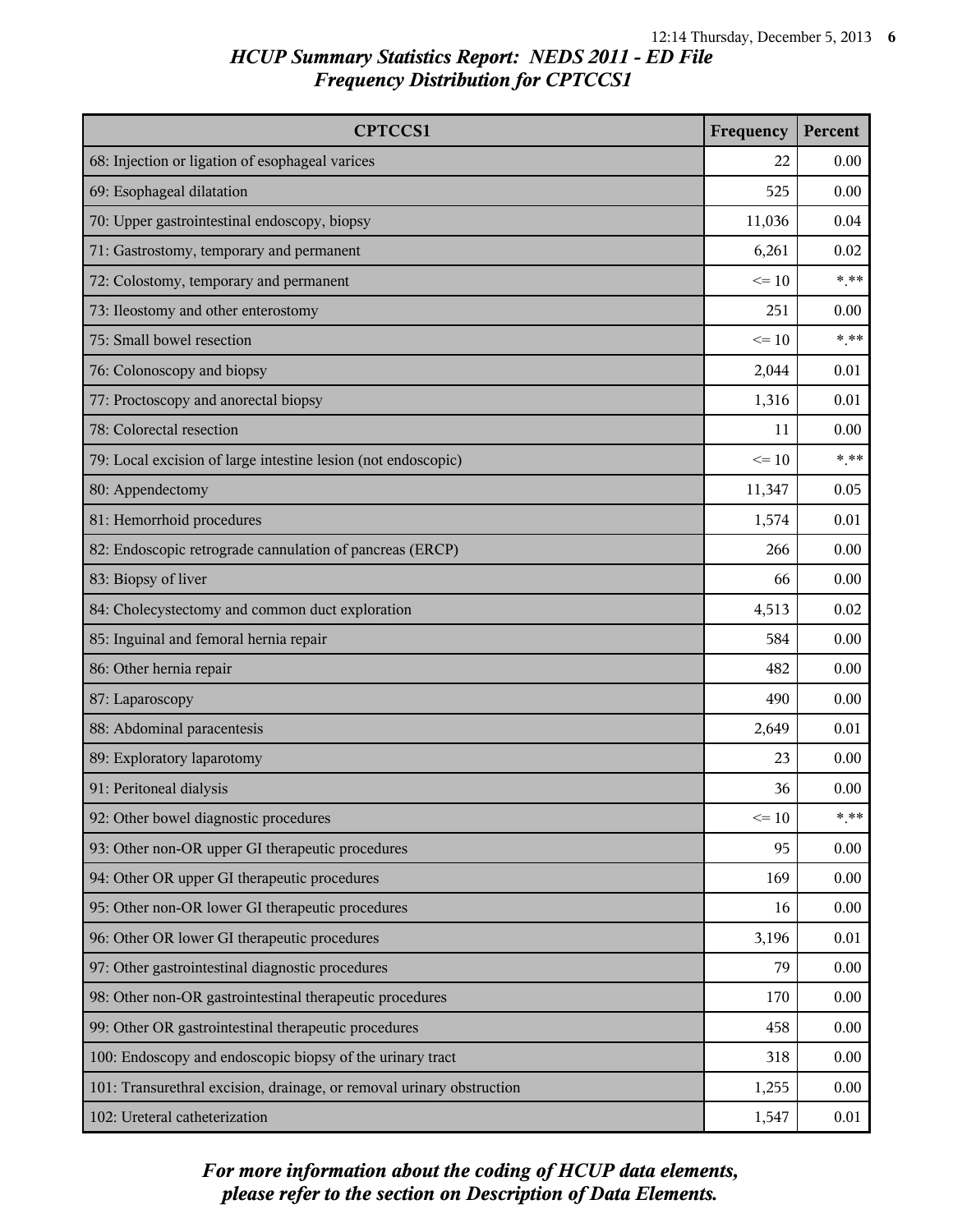## *HCUP Summary Statistics Report: NEDS 2011 - ED File*
## *Frequency Distribution for CPTCCS1*

| CPTCCS1 | Frequency | Percent |
|---|---|---|
| 68: Injection or ligation of esophageal varices | 22 | 0.00 |
| 69: Esophageal dilatation | 525 | 0.00 |
| 70: Upper gastrointestinal endoscopy, biopsy | 11,036 | 0.04 |
| 71: Gastrostomy, temporary and permanent | 6,261 | 0.02 |
| 72: Colostomy, temporary and permanent | <= 10 | *.** |
| 73: Ileostomy and other enterostomy | 251 | 0.00 |
| 75: Small bowel resection | <= 10 | *.** |
| 76: Colonoscopy and biopsy | 2,044 | 0.01 |
| 77: Proctoscopy and anorectal biopsy | 1,316 | 0.01 |
| 78: Colorectal resection | 11 | 0.00 |
| 79: Local excision of large intestine lesion (not endoscopic) | <= 10 | *.** |
| 80: Appendectomy | 11,347 | 0.05 |
| 81: Hemorrhoid procedures | 1,574 | 0.01 |
| 82: Endoscopic retrograde cannulation of pancreas (ERCP) | 266 | 0.00 |
| 83: Biopsy of liver | 66 | 0.00 |
| 84: Cholecystectomy and common duct exploration | 4,513 | 0.02 |
| 85: Inguinal and femoral hernia repair | 584 | 0.00 |
| 86: Other hernia repair | 482 | 0.00 |
| 87: Laparoscopy | 490 | 0.00 |
| 88: Abdominal paracentesis | 2,649 | 0.01 |
| 89: Exploratory laparotomy | 23 | 0.00 |
| 91: Peritoneal dialysis | 36 | 0.00 |
| 92: Other bowel diagnostic procedures | <= 10 | *.** |
| 93: Other non-OR upper GI therapeutic procedures | 95 | 0.00 |
| 94: Other OR upper GI therapeutic procedures | 169 | 0.00 |
| 95: Other non-OR lower GI therapeutic procedures | 16 | 0.00 |
| 96: Other OR lower GI therapeutic procedures | 3,196 | 0.01 |
| 97: Other gastrointestinal diagnostic procedures | 79 | 0.00 |
| 98: Other non-OR gastrointestinal therapeutic procedures | 170 | 0.00 |
| 99: Other OR gastrointestinal therapeutic procedures | 458 | 0.00 |
| 100: Endoscopy and endoscopic biopsy of the urinary tract | 318 | 0.00 |
| 101: Transurethral excision, drainage, or removal urinary obstruction | 1,255 | 0.00 |
| 102: Ureteral catheterization | 1,547 | 0.01 |

*For more information about the coding of HCUP data elements, please refer to the section on Description of Data Elements.*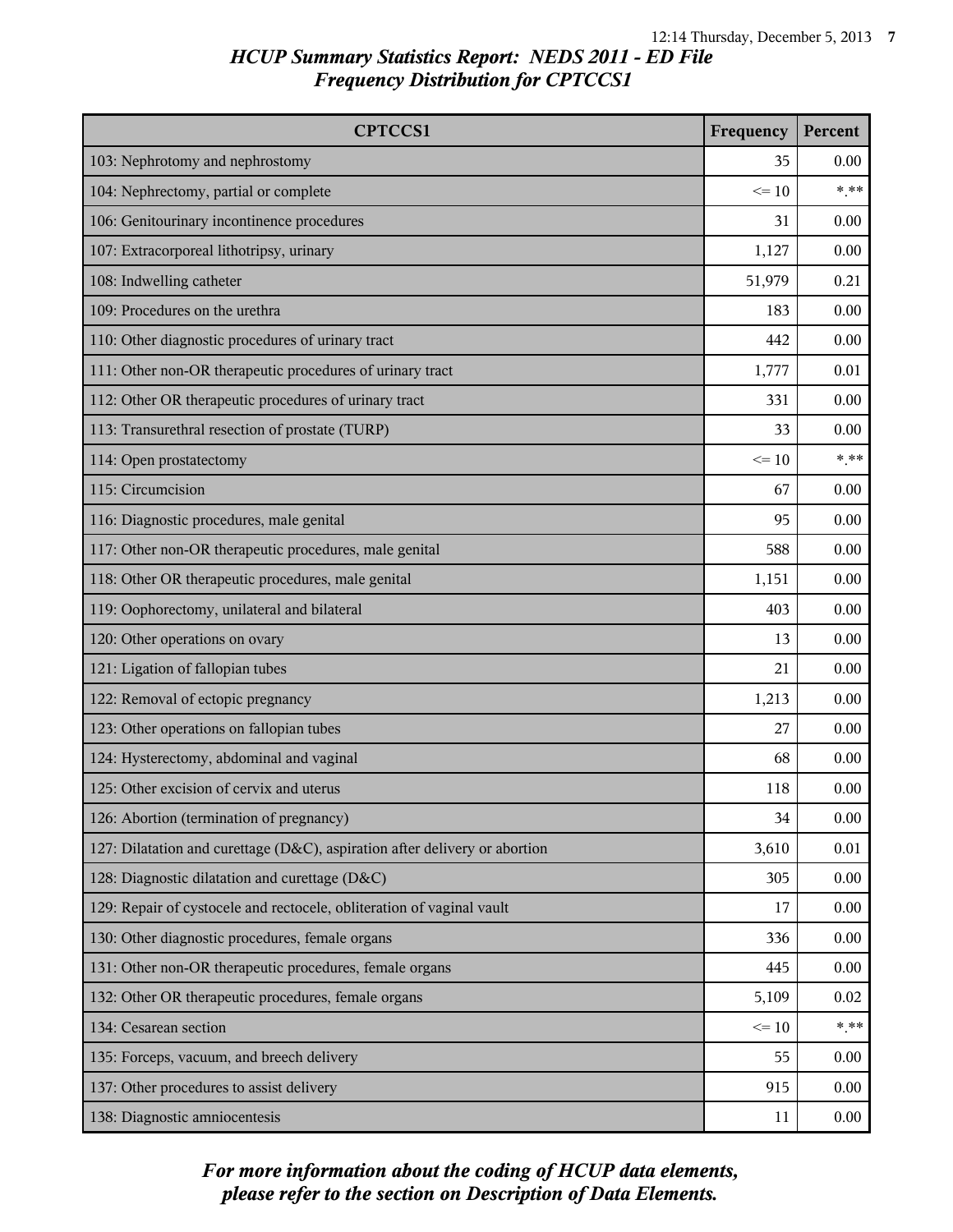*HCUP Summary Statistics Report: NEDS 2011 - ED File*
*Frequency Distribution for CPTCCS1*

| CPTCCS1 | Frequency | Percent |
|---|---|---|
| 103: Nephrotomy and nephrostomy | 35 | 0.00 |
| 104: Nephrectomy, partial or complete | <= 10 | *.** |
| 106: Genitourinary incontinence procedures | 31 | 0.00 |
| 107: Extracorporeal lithotripsy, urinary | 1,127 | 0.00 |
| 108: Indwelling catheter | 51,979 | 0.21 |
| 109: Procedures on the urethra | 183 | 0.00 |
| 110: Other diagnostic procedures of urinary tract | 442 | 0.00 |
| 111: Other non-OR therapeutic procedures of urinary tract | 1,777 | 0.01 |
| 112: Other OR therapeutic procedures of urinary tract | 331 | 0.00 |
| 113: Transurethral resection of prostate (TURP) | 33 | 0.00 |
| 114: Open prostatectomy | <= 10 | *.** |
| 115: Circumcision | 67 | 0.00 |
| 116: Diagnostic procedures, male genital | 95 | 0.00 |
| 117: Other non-OR therapeutic procedures, male genital | 588 | 0.00 |
| 118: Other OR therapeutic procedures, male genital | 1,151 | 0.00 |
| 119: Oophorectomy, unilateral and bilateral | 403 | 0.00 |
| 120: Other operations on ovary | 13 | 0.00 |
| 121: Ligation of fallopian tubes | 21 | 0.00 |
| 122: Removal of ectopic pregnancy | 1,213 | 0.00 |
| 123: Other operations on fallopian tubes | 27 | 0.00 |
| 124: Hysterectomy, abdominal and vaginal | 68 | 0.00 |
| 125: Other excision of cervix and uterus | 118 | 0.00 |
| 126: Abortion (termination of pregnancy) | 34 | 0.00 |
| 127: Dilatation and curettage (D&C), aspiration after delivery or abortion | 3,610 | 0.01 |
| 128: Diagnostic dilatation and curettage (D&C) | 305 | 0.00 |
| 129: Repair of cystocele and rectocele, obliteration of vaginal vault | 17 | 0.00 |
| 130: Other diagnostic procedures, female organs | 336 | 0.00 |
| 131: Other non-OR therapeutic procedures, female organs | 445 | 0.00 |
| 132: Other OR therapeutic procedures, female organs | 5,109 | 0.02 |
| 134: Cesarean section | <= 10 | *.** |
| 135: Forceps, vacuum, and breech delivery | 55 | 0.00 |
| 137: Other procedures to assist delivery | 915 | 0.00 |
| 138: Diagnostic amniocentesis | 11 | 0.00 |

*For more information about the coding of HCUP data elements, please refer to the section on Description of Data Elements.*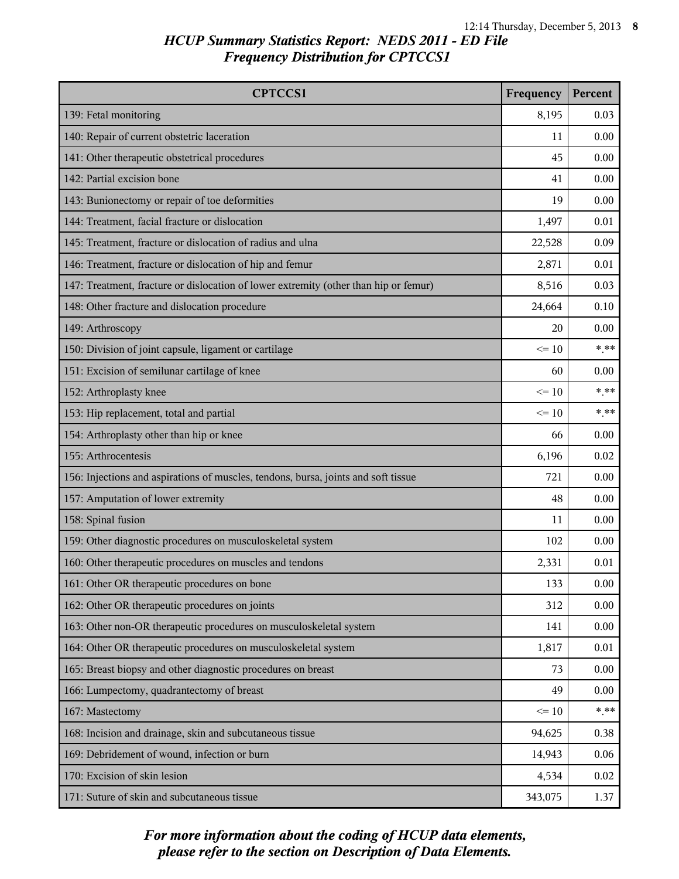*HCUP Summary Statistics Report: NEDS 2011 - ED File*
*Frequency Distribution for CPTCCS1*

| CPTCCS1 | Frequency | Percent |
|---|---|---|
| 139: Fetal monitoring | 8,195 | 0.03 |
| 140: Repair of current obstetric laceration | 11 | 0.00 |
| 141: Other therapeutic obstetrical procedures | 45 | 0.00 |
| 142: Partial excision bone | 41 | 0.00 |
| 143: Bunionectomy or repair of toe deformities | 19 | 0.00 |
| 144: Treatment, facial fracture or dislocation | 1,497 | 0.01 |
| 145: Treatment, fracture or dislocation of radius and ulna | 22,528 | 0.09 |
| 146: Treatment, fracture or dislocation of hip and femur | 2,871 | 0.01 |
| 147: Treatment, fracture or dislocation of lower extremity (other than hip or femur) | 8,516 | 0.03 |
| 148: Other fracture and dislocation procedure | 24,664 | 0.10 |
| 149: Arthroscopy | 20 | 0.00 |
| 150: Division of joint capsule, ligament or cartilage | <= 10 | *.** |
| 151: Excision of semilunar cartilage of knee | 60 | 0.00 |
| 152: Arthroplasty knee | <= 10 | *.** |
| 153: Hip replacement, total and partial | <= 10 | *.** |
| 154: Arthroplasty other than hip or knee | 66 | 0.00 |
| 155: Arthrocentesis | 6,196 | 0.02 |
| 156: Injections and aspirations of muscles, tendons, bursa, joints and soft tissue | 721 | 0.00 |
| 157: Amputation of lower extremity | 48 | 0.00 |
| 158: Spinal fusion | 11 | 0.00 |
| 159: Other diagnostic procedures on musculoskeletal system | 102 | 0.00 |
| 160: Other therapeutic procedures on muscles and tendons | 2,331 | 0.01 |
| 161: Other OR therapeutic procedures on bone | 133 | 0.00 |
| 162: Other OR therapeutic procedures on joints | 312 | 0.00 |
| 163: Other non-OR therapeutic procedures on musculoskeletal system | 141 | 0.00 |
| 164: Other OR therapeutic procedures on musculoskeletal system | 1,817 | 0.01 |
| 165: Breast biopsy and other diagnostic procedures on breast | 73 | 0.00 |
| 166: Lumpectomy, quadrantectomy of breast | 49 | 0.00 |
| 167: Mastectomy | <= 10 | *.** |
| 168: Incision and drainage, skin and subcutaneous tissue | 94,625 | 0.38 |
| 169: Debridement of wound, infection or burn | 14,943 | 0.06 |
| 170: Excision of skin lesion | 4,534 | 0.02 |
| 171: Suture of skin and subcutaneous tissue | 343,075 | 1.37 |

*For more information about the coding of HCUP data elements, please refer to the section on Description of Data Elements.*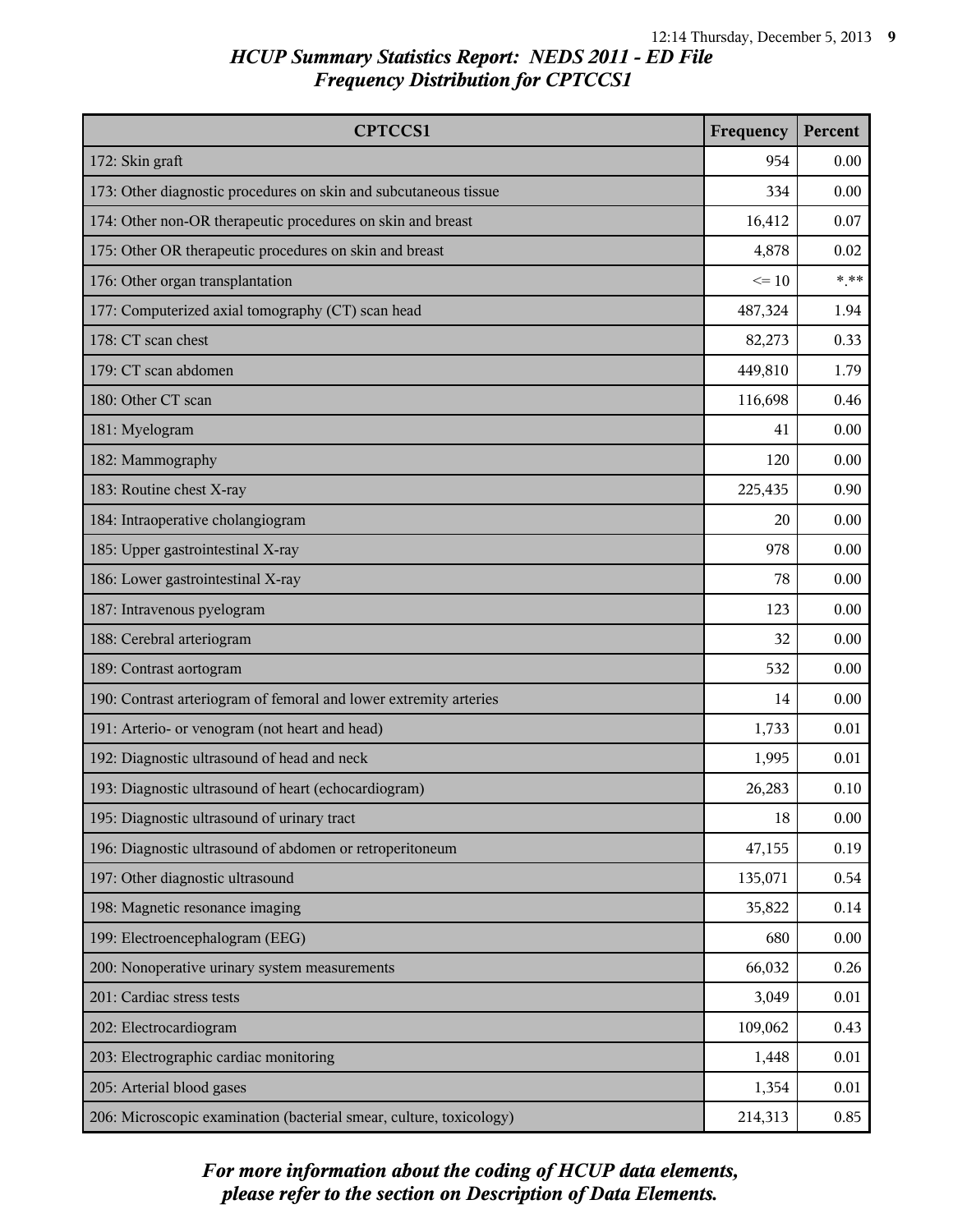# HCUP Summary Statistics Report: NEDS 2011 - ED File
## Frequency Distribution for CPTCCS1

| CPTCCS1 | Frequency | Percent |
|---|---|---|
| 172: Skin graft | 954 | 0.00 |
| 173: Other diagnostic procedures on skin and subcutaneous tissue | 334 | 0.00 |
| 174: Other non-OR therapeutic procedures on skin and breast | 16,412 | 0.07 |
| 175: Other OR therapeutic procedures on skin and breast | 4,878 | 0.02 |
| 176: Other organ transplantation | <= 10 | *.** |
| 177: Computerized axial tomography (CT) scan head | 487,324 | 1.94 |
| 178: CT scan chest | 82,273 | 0.33 |
| 179: CT scan abdomen | 449,810 | 1.79 |
| 180: Other CT scan | 116,698 | 0.46 |
| 181: Myelogram | 41 | 0.00 |
| 182: Mammography | 120 | 0.00 |
| 183: Routine chest X-ray | 225,435 | 0.90 |
| 184: Intraoperative cholangiogram | 20 | 0.00 |
| 185: Upper gastrointestinal X-ray | 978 | 0.00 |
| 186: Lower gastrointestinal X-ray | 78 | 0.00 |
| 187: Intravenous pyelogram | 123 | 0.00 |
| 188: Cerebral arteriogram | 32 | 0.00 |
| 189: Contrast aortogram | 532 | 0.00 |
| 190: Contrast arteriogram of femoral and lower extremity arteries | 14 | 0.00 |
| 191: Arterio- or venogram (not heart and head) | 1,733 | 0.01 |
| 192: Diagnostic ultrasound of head and neck | 1,995 | 0.01 |
| 193: Diagnostic ultrasound of heart (echocardiogram) | 26,283 | 0.10 |
| 195: Diagnostic ultrasound of urinary tract | 18 | 0.00 |
| 196: Diagnostic ultrasound of abdomen or retroperitoneum | 47,155 | 0.19 |
| 197: Other diagnostic ultrasound | 135,071 | 0.54 |
| 198: Magnetic resonance imaging | 35,822 | 0.14 |
| 199: Electroencephalogram (EEG) | 680 | 0.00 |
| 200: Nonoperative urinary system measurements | 66,032 | 0.26 |
| 201: Cardiac stress tests | 3,049 | 0.01 |
| 202: Electrocardiogram | 109,062 | 0.43 |
| 203: Electrographic cardiac monitoring | 1,448 | 0.01 |
| 205: Arterial blood gases | 1,354 | 0.01 |
| 206: Microscopic examination (bacterial smear, culture, toxicology) | 214,313 | 0.85 |

*For more information about the coding of HCUP data elements, please refer to the section on Description of Data Elements.*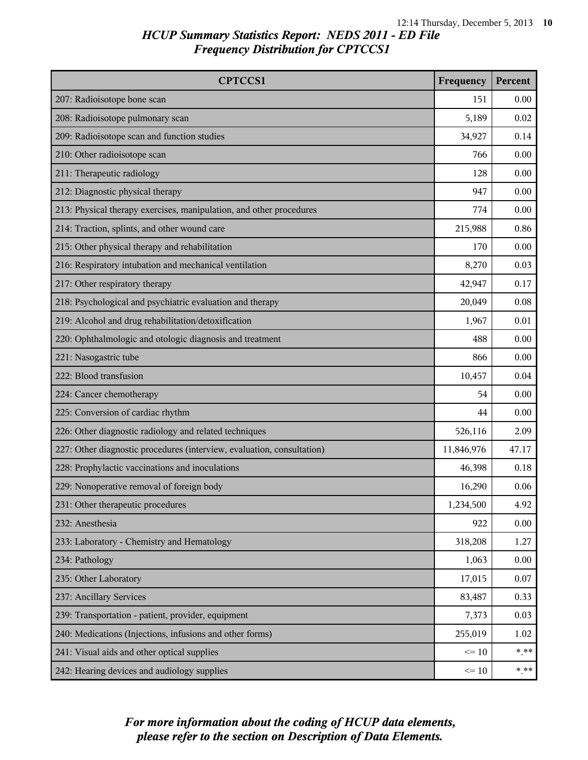# HCUP Summary Statistics Report: NEDS 2011 - ED File
## Frequency Distribution for CPTCCS1

| CPTCCS1 | Frequency | Percent |
|---|---|---|
| 207: Radioisotope bone scan | 151 | 0.00 |
| 208: Radioisotope pulmonary scan | 5,189 | 0.02 |
| 209: Radioisotope scan and function studies | 34,927 | 0.14 |
| 210: Other radioisotope scan | 766 | 0.00 |
| 211: Therapeutic radiology | 128 | 0.00 |
| 212: Diagnostic physical therapy | 947 | 0.00 |
| 213: Physical therapy exercises, manipulation, and other procedures | 774 | 0.00 |
| 214: Traction, splints, and other wound care | 215,988 | 0.86 |
| 215: Other physical therapy and rehabilitation | 170 | 0.00 |
| 216: Respiratory intubation and mechanical ventilation | 8,270 | 0.03 |
| 217: Other respiratory therapy | 42,947 | 0.17 |
| 218: Psychological and psychiatric evaluation and therapy | 20,049 | 0.08 |
| 219: Alcohol and drug rehabilitation/detoxification | 1,967 | 0.01 |
| 220: Ophthalmologic and otologic diagnosis and treatment | 488 | 0.00 |
| 221: Nasogastric tube | 866 | 0.00 |
| 222: Blood transfusion | 10,457 | 0.04 |
| 224: Cancer chemotherapy | 54 | 0.00 |
| 225: Conversion of cardiac rhythm | 44 | 0.00 |
| 226: Other diagnostic radiology and related techniques | 526,116 | 2.09 |
| 227: Other diagnostic procedures (interview, evaluation, consultation) | 11,846,976 | 47.17 |
| 228: Prophylactic vaccinations and inoculations | 46,398 | 0.18 |
| 229: Nonoperative removal of foreign body | 16,290 | 0.06 |
| 231: Other therapeutic procedures | 1,234,500 | 4.92 |
| 232: Anesthesia | 922 | 0.00 |
| 233: Laboratory - Chemistry and Hematology | 318,208 | 1.27 |
| 234: Pathology | 1,063 | 0.00 |
| 235: Other Laboratory | 17,015 | 0.07 |
| 237: Ancillary Services | 83,487 | 0.33 |
| 239: Transportation - patient, provider, equipment | 7,373 | 0.03 |
| 240: Medications (Injections, infusions and other forms) | 255,019 | 1.02 |
| 241: Visual aids and other optical supplies | <= 10 | *.** |
| 242: Hearing devices and audiology supplies | <= 10 | *.** |

*For more information about the coding of HCUP data elements, please refer to the section on Description of Data Elements.*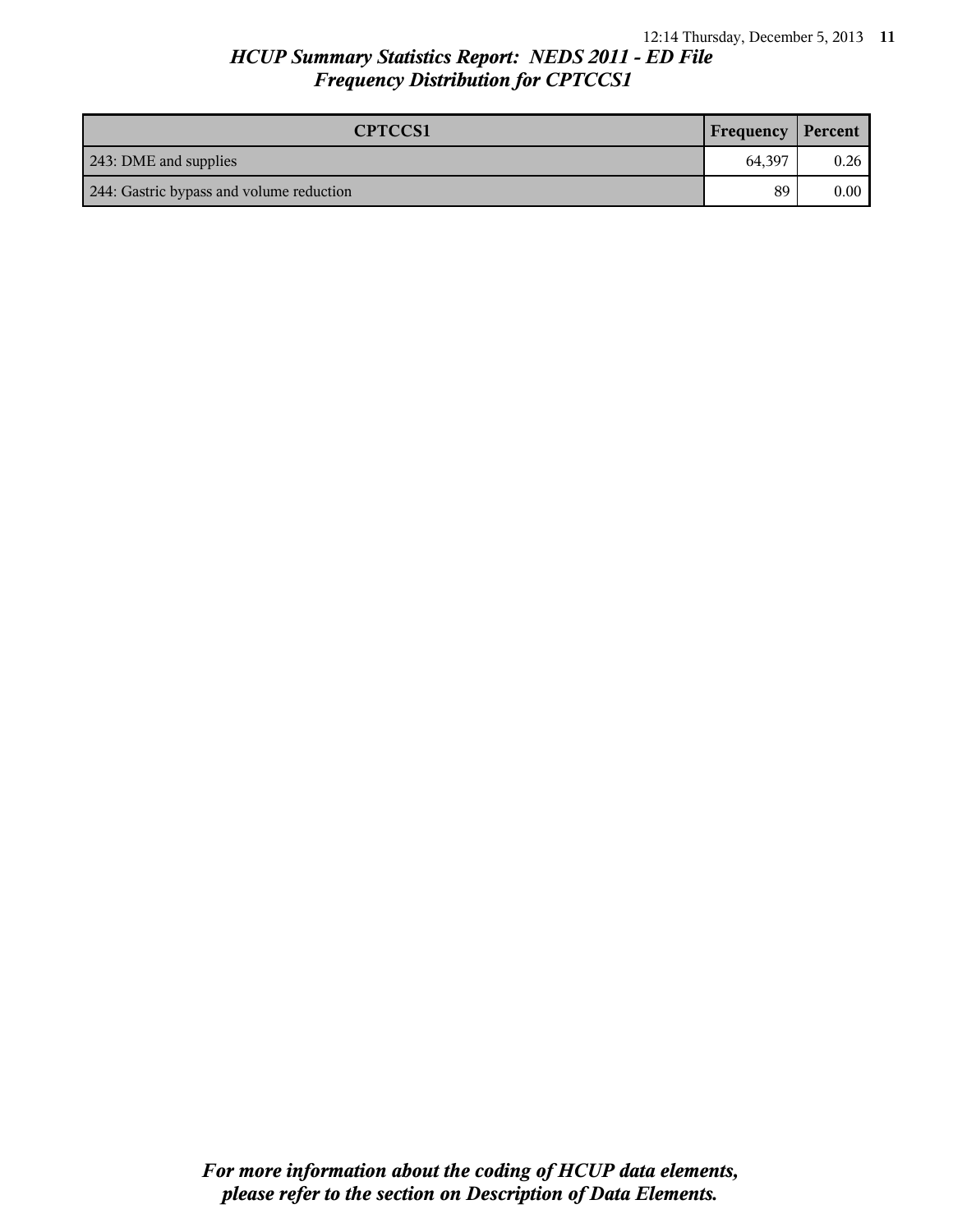# HCUP Summary Statistics Report: NEDS 2011 - ED File

## Frequency Distribution for CPTCCS1

| CPTCCS1 | Frequency | Percent |
| --- | --- | --- |
| 243: DME and supplies | 64,397 | 0.26 |
| 244: Gastric bypass and volume reduction | 89 | 0.00 |

*For more information about the coding of HCUP data elements, please refer to the section on Description of Data Elements.*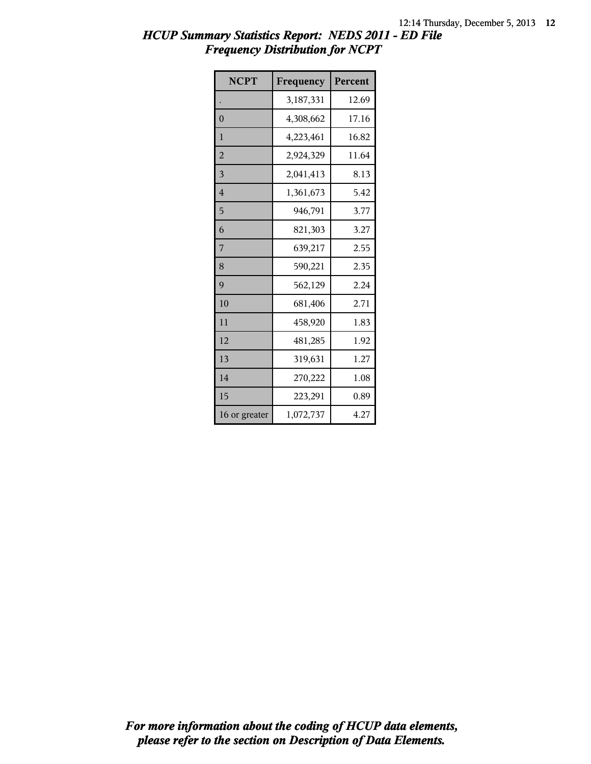## HCUP Summary Statistics Report: NEDS 2011 - ED File
## Frequency Distribution for NCPT

| NCPT | Frequency | Percent |
|---|---|---|
| . | 3,187,331 | 12.69 |
| 0 | 4,308,662 | 17.16 |
| 1 | 4,223,461 | 16.82 |
| 2 | 2,924,329 | 11.64 |
| 3 | 2,041,413 | 8.13 |
| 4 | 1,361,673 | 5.42 |
| 5 | 946,791 | 3.77 |
| 6 | 821,303 | 3.27 |
| 7 | 639,217 | 2.55 |
| 8 | 590,221 | 2.35 |
| 9 | 562,129 | 2.24 |
| 10 | 681,406 | 2.71 |
| 11 | 458,920 | 1.83 |
| 12 | 481,285 | 1.92 |
| 13 | 319,631 | 1.27 |
| 14 | 270,222 | 1.08 |
| 15 | 223,291 | 0.89 |
| 16 or greater | 1,072,737 | 4.27 |

*For more information about the coding of HCUP data elements, please refer to the section on Description of Data Elements.*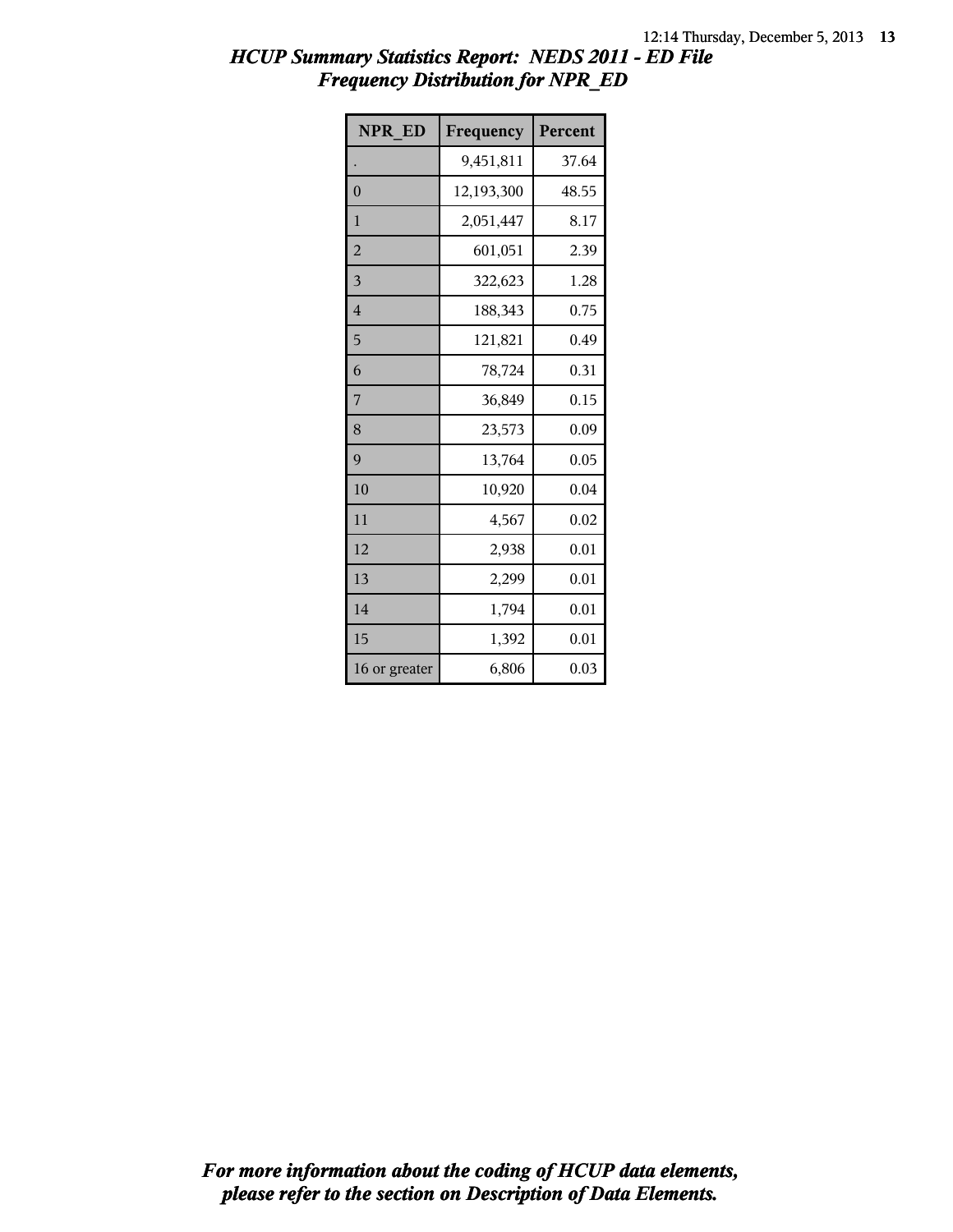# HCUP Summary Statistics Report: NEDS 2011 - ED File
## Frequency Distribution for NPR_ED

| NPR_ED | Frequency | Percent |
|---|---|---|
| . | 9,451,811 | 37.64 |
| 0 | 12,193,300 | 48.55 |
| 1 | 2,051,447 | 8.17 |
| 2 | 601,051 | 2.39 |
| 3 | 322,623 | 1.28 |
| 4 | 188,343 | 0.75 |
| 5 | 121,821 | 0.49 |
| 6 | 78,724 | 0.31 |
| 7 | 36,849 | 0.15 |
| 8 | 23,573 | 0.09 |
| 9 | 13,764 | 0.05 |
| 10 | 10,920 | 0.04 |
| 11 | 4,567 | 0.02 |
| 12 | 2,938 | 0.01 |
| 13 | 2,299 | 0.01 |
| 14 | 1,794 | 0.01 |
| 15 | 1,392 | 0.01 |
| 16 or greater | 6,806 | 0.03 |

***For more information about the coding of HCUP data elements, please refer to the section on Description of Data Elements.***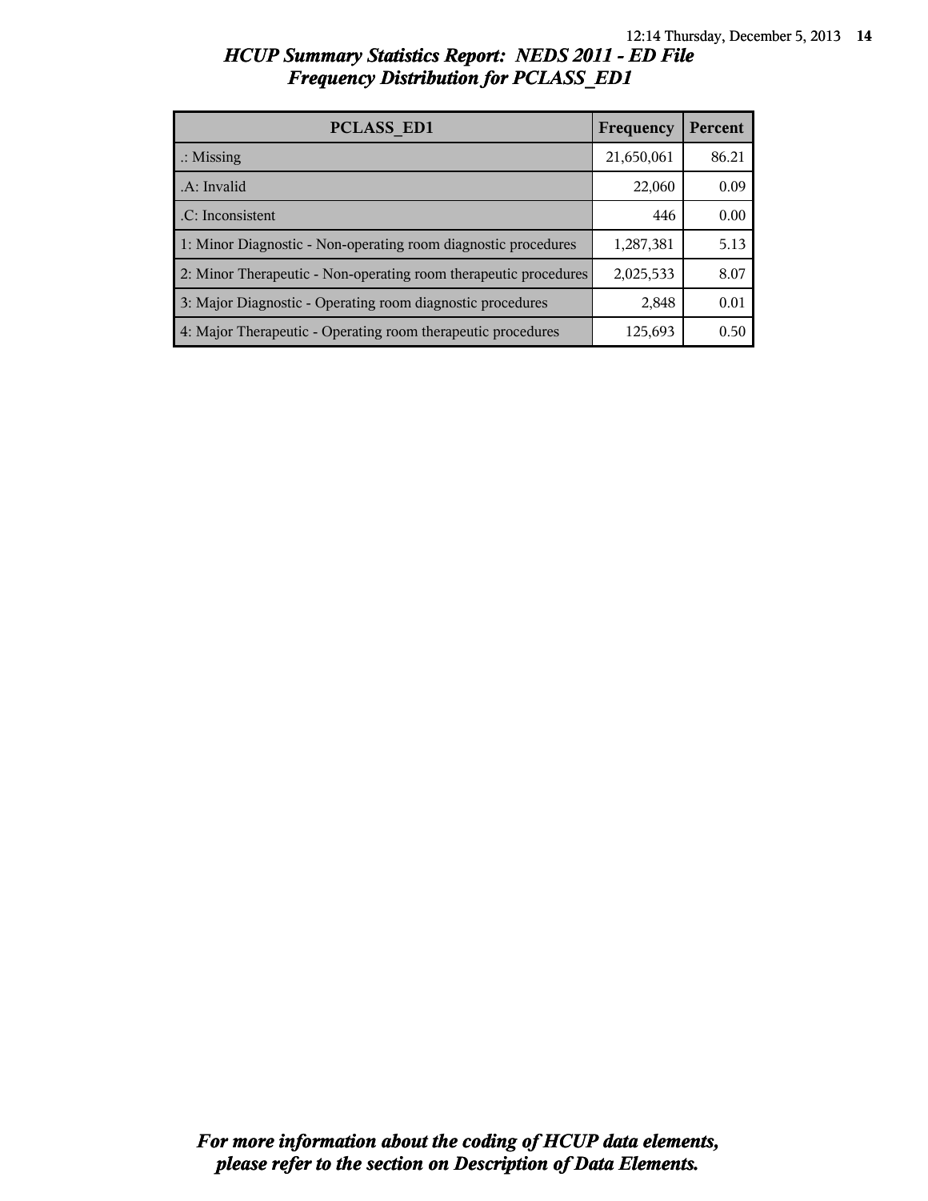# HCUP Summary Statistics Report: NEDS 2011 - ED File
## Frequency Distribution for PCLASS_ED1

| PCLASS_ED1 | Frequency | Percent |
|---|---|---|
| .: Missing | 21,650,061 | 86.21 |
| .A: Invalid | 22,060 | 0.09 |
| .C: Inconsistent | 446 | 0.00 |
| 1: Minor Diagnostic - Non-operating room diagnostic procedures | 1,287,381 | 5.13 |
| 2: Minor Therapeutic - Non-operating room therapeutic procedures | 2,025,533 | 8.07 |
| 3: Major Diagnostic - Operating room diagnostic procedures | 2,848 | 0.01 |
| 4: Major Therapeutic - Operating room therapeutic procedures | 125,693 | 0.50 |

*For more information about the coding of HCUP data elements, please refer to the section on Description of Data Elements.*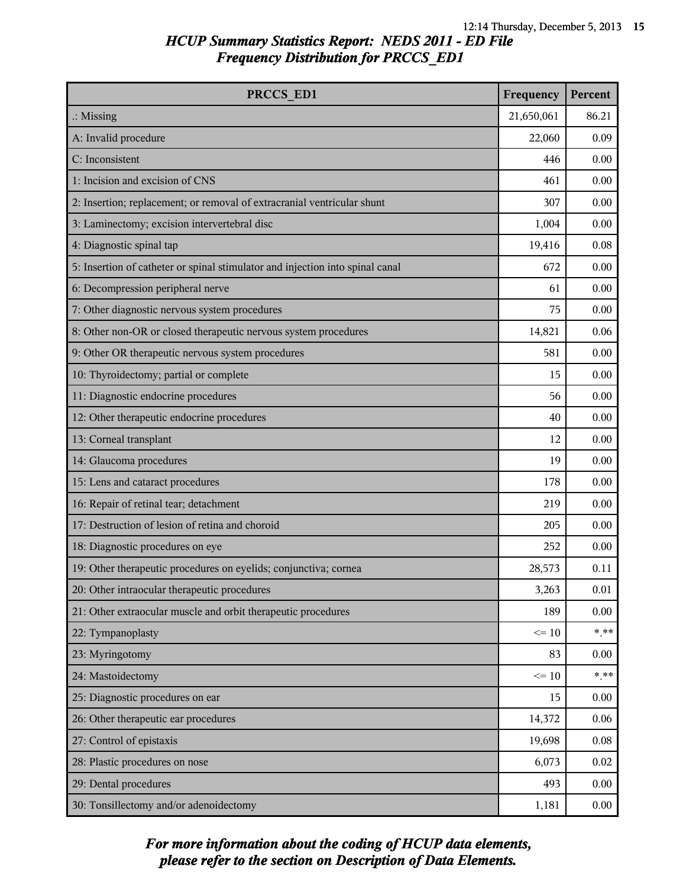## HCUP Summary Statistics Report: NEDS 2011 - ED File
### Frequency Distribution for PRCCS_ED1

| PRCCS_ED1 | Frequency | Percent |
|---|---|---|
| .: Missing | 21,650,061 | 86.21 |
| A: Invalid procedure | 22,060 | 0.09 |
| C: Inconsistent | 446 | 0.00 |
| 1: Incision and excision of CNS | 461 | 0.00 |
| 2: Insertion; replacement; or removal of extracranial ventricular shunt | 307 | 0.00 |
| 3: Laminectomy; excision intervertebral disc | 1,004 | 0.00 |
| 4: Diagnostic spinal tap | 19,416 | 0.08 |
| 5: Insertion of catheter or spinal stimulator and injection into spinal canal | 672 | 0.00 |
| 6: Decompression peripheral nerve | 61 | 0.00 |
| 7: Other diagnostic nervous system procedures | 75 | 0.00 |
| 8: Other non-OR or closed therapeutic nervous system procedures | 14,821 | 0.06 |
| 9: Other OR therapeutic nervous system procedures | 581 | 0.00 |
| 10: Thyroidectomy; partial or complete | 15 | 0.00 |
| 11: Diagnostic endocrine procedures | 56 | 0.00 |
| 12: Other therapeutic endocrine procedures | 40 | 0.00 |
| 13: Corneal transplant | 12 | 0.00 |
| 14: Glaucoma procedures | 19 | 0.00 |
| 15: Lens and cataract procedures | 178 | 0.00 |
| 16: Repair of retinal tear; detachment | 219 | 0.00 |
| 17: Destruction of lesion of retina and choroid | 205 | 0.00 |
| 18: Diagnostic procedures on eye | 252 | 0.00 |
| 19: Other therapeutic procedures on eyelids; conjunctiva; cornea | 28,573 | 0.11 |
| 20: Other intraocular therapeutic procedures | 3,263 | 0.01 |
| 21: Other extraocular muscle and orbit therapeutic procedures | 189 | 0.00 |
| 22: Tympanoplasty | <= 10 | *.** |
| 23: Myringotomy | 83 | 0.00 |
| 24: Mastoidectomy | <= 10 | *.** |
| 25: Diagnostic procedures on ear | 15 | 0.00 |
| 26: Other therapeutic ear procedures | 14,372 | 0.06 |
| 27: Control of epistaxis | 19,698 | 0.08 |
| 28: Plastic procedures on nose | 6,073 | 0.02 |
| 29: Dental procedures | 493 | 0.00 |
| 30: Tonsillectomy and/or adenoidectomy | 1,181 | 0.00 |

*For more information about the coding of HCUP data elements, please refer to the section on Description of Data Elements.*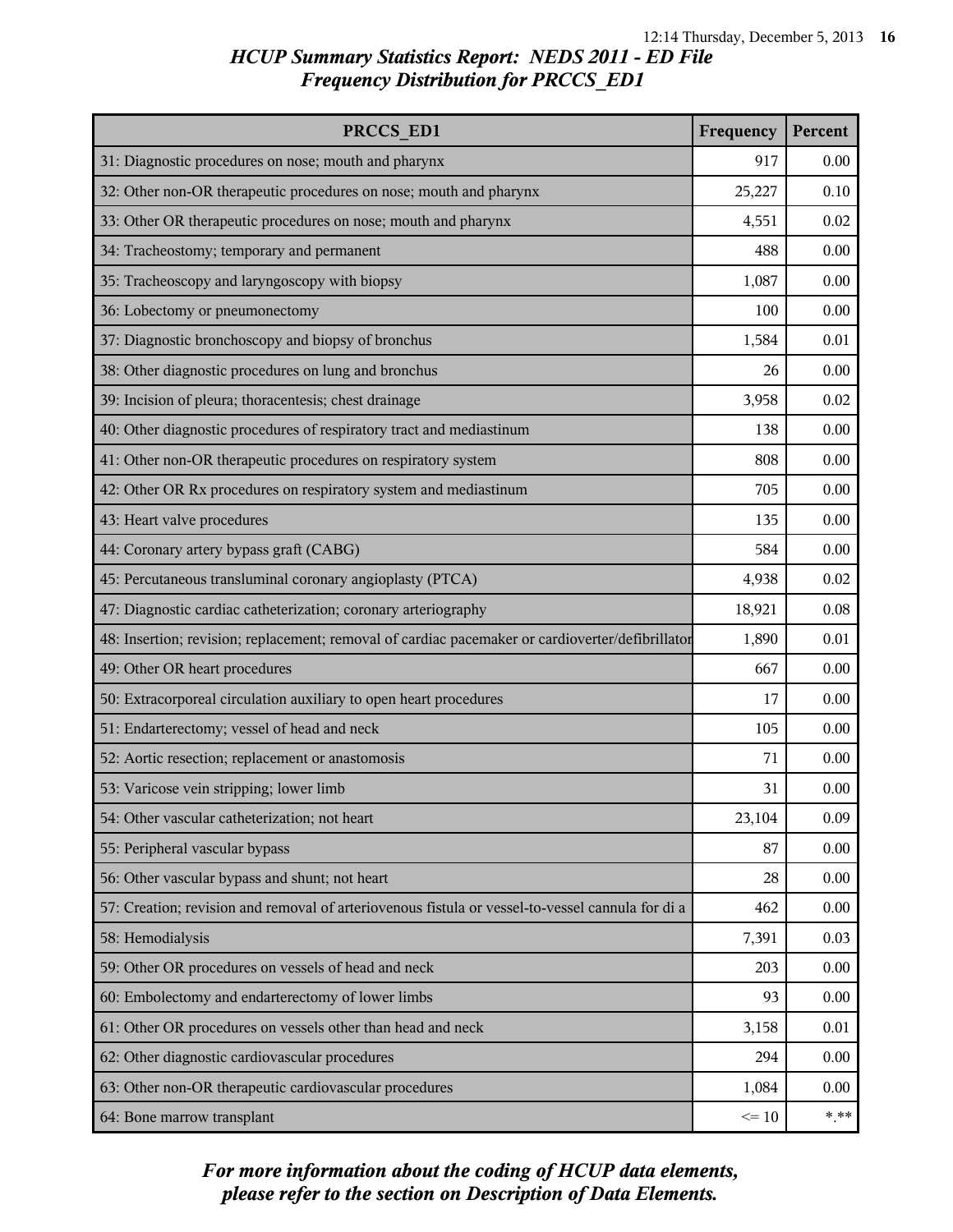## *HCUP Summary Statistics Report: NEDS 2011 - ED File*
## *Frequency Distribution for PRCCS_ED1*

| PRCCS_ED1 | Frequency | Percent |
|---|---|---|
| 31: Diagnostic procedures on nose; mouth and pharynx | 917 | 0.00 |
| 32: Other non-OR therapeutic procedures on nose; mouth and pharynx | 25,227 | 0.10 |
| 33: Other OR therapeutic procedures on nose; mouth and pharynx | 4,551 | 0.02 |
| 34: Tracheostomy; temporary and permanent | 488 | 0.00 |
| 35: Tracheoscopy and laryngoscopy with biopsy | 1,087 | 0.00 |
| 36: Lobectomy or pneumonectomy | 100 | 0.00 |
| 37: Diagnostic bronchoscopy and biopsy of bronchus | 1,584 | 0.01 |
| 38: Other diagnostic procedures on lung and bronchus | 26 | 0.00 |
| 39: Incision of pleura; thoracentesis; chest drainage | 3,958 | 0.02 |
| 40: Other diagnostic procedures of respiratory tract and mediastinum | 138 | 0.00 |
| 41: Other non-OR therapeutic procedures on respiratory system | 808 | 0.00 |
| 42: Other OR Rx procedures on respiratory system and mediastinum | 705 | 0.00 |
| 43: Heart valve procedures | 135 | 0.00 |
| 44: Coronary artery bypass graft (CABG) | 584 | 0.00 |
| 45: Percutaneous transluminal coronary angioplasty (PTCA) | 4,938 | 0.02 |
| 47: Diagnostic cardiac catheterization; coronary arteriography | 18,921 | 0.08 |
| 48: Insertion; revision; replacement; removal of cardiac pacemaker or cardioverter/defibrillator | 1,890 | 0.01 |
| 49: Other OR heart procedures | 667 | 0.00 |
| 50: Extracorporeal circulation auxiliary to open heart procedures | 17 | 0.00 |
| 51: Endarterectomy; vessel of head and neck | 105 | 0.00 |
| 52: Aortic resection; replacement or anastomosis | 71 | 0.00 |
| 53: Varicose vein stripping; lower limb | 31 | 0.00 |
| 54: Other vascular catheterization; not heart | 23,104 | 0.09 |
| 55: Peripheral vascular bypass | 87 | 0.00 |
| 56: Other vascular bypass and shunt; not heart | 28 | 0.00 |
| 57: Creation; revision and removal of arteriovenous fistula or vessel-to-vessel cannula for di a | 462 | 0.00 |
| 58: Hemodialysis | 7,391 | 0.03 |
| 59: Other OR procedures on vessels of head and neck | 203 | 0.00 |
| 60: Embolectomy and endarterectomy of lower limbs | 93 | 0.00 |
| 61: Other OR procedures on vessels other than head and neck | 3,158 | 0.01 |
| 62: Other diagnostic cardiovascular procedures | 294 | 0.00 |
| 63: Other non-OR therapeutic cardiovascular procedures | 1,084 | 0.00 |
| 64: Bone marrow transplant | <= 10 | *.** |

*For more information about the coding of HCUP data elements, please refer to the section on Description of Data Elements.*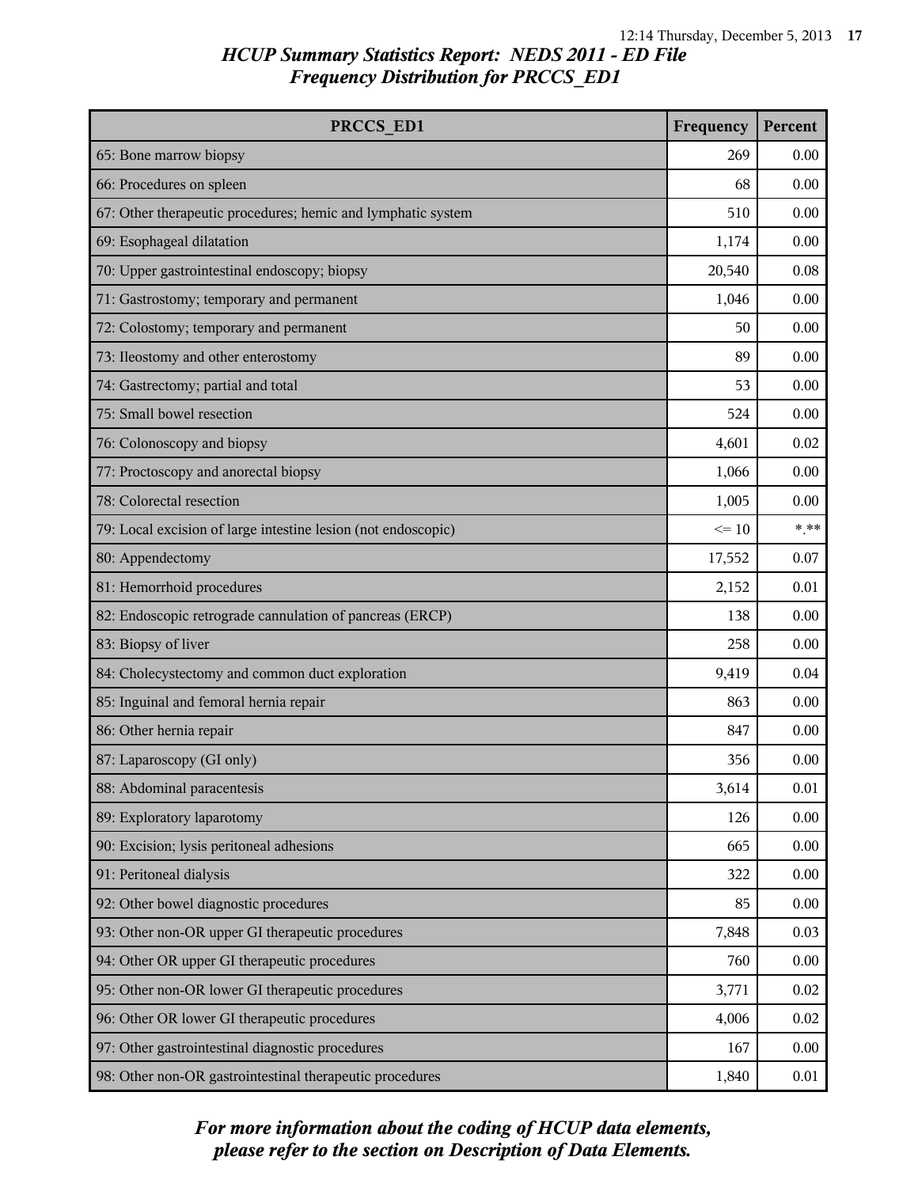# HCUP Summary Statistics Report: NEDS 2011 - ED File
## Frequency Distribution for PRCCS_ED1

| PRCCS_ED1 | Frequency | Percent |
|---|---|---|
| 65: Bone marrow biopsy | 269 | 0.00 |
| 66: Procedures on spleen | 68 | 0.00 |
| 67: Other therapeutic procedures; hemic and lymphatic system | 510 | 0.00 |
| 69: Esophageal dilatation | 1,174 | 0.00 |
| 70: Upper gastrointestinal endoscopy; biopsy | 20,540 | 0.08 |
| 71: Gastrostomy; temporary and permanent | 1,046 | 0.00 |
| 72: Colostomy; temporary and permanent | 50 | 0.00 |
| 73: Ileostomy and other enterostomy | 89 | 0.00 |
| 74: Gastrectomy; partial and total | 53 | 0.00 |
| 75: Small bowel resection | 524 | 0.00 |
| 76: Colonoscopy and biopsy | 4,601 | 0.02 |
| 77: Proctoscopy and anorectal biopsy | 1,066 | 0.00 |
| 78: Colorectal resection | 1,005 | 0.00 |
| 79: Local excision of large intestine lesion (not endoscopic) | <= 10 | *.** |
| 80: Appendectomy | 17,552 | 0.07 |
| 81: Hemorrhoid procedures | 2,152 | 0.01 |
| 82: Endoscopic retrograde cannulation of pancreas (ERCP) | 138 | 0.00 |
| 83: Biopsy of liver | 258 | 0.00 |
| 84: Cholecystectomy and common duct exploration | 9,419 | 0.04 |
| 85: Inguinal and femoral hernia repair | 863 | 0.00 |
| 86: Other hernia repair | 847 | 0.00 |
| 87: Laparoscopy (GI only) | 356 | 0.00 |
| 88: Abdominal paracentesis | 3,614 | 0.01 |
| 89: Exploratory laparotomy | 126 | 0.00 |
| 90: Excision; lysis peritoneal adhesions | 665 | 0.00 |
| 91: Peritoneal dialysis | 322 | 0.00 |
| 92: Other bowel diagnostic procedures | 85 | 0.00 |
| 93: Other non-OR upper GI therapeutic procedures | 7,848 | 0.03 |
| 94: Other OR upper GI therapeutic procedures | 760 | 0.00 |
| 95: Other non-OR lower GI therapeutic procedures | 3,771 | 0.02 |
| 96: Other OR lower GI therapeutic procedures | 4,006 | 0.02 |
| 97: Other gastrointestinal diagnostic procedures | 167 | 0.00 |
| 98: Other non-OR gastrointestinal therapeutic procedures | 1,840 | 0.01 |

*For more information about the coding of HCUP data elements, please refer to the section on Description of Data Elements.*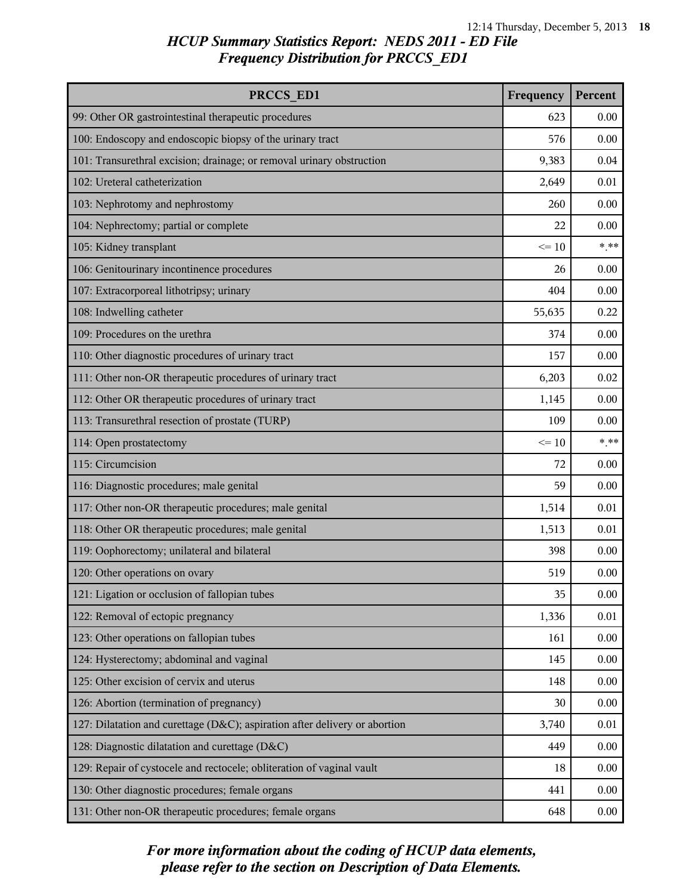# HCUP Summary Statistics Report: NEDS 2011 - ED File
## Frequency Distribution for PRCCS_ED1

| PRCCS_ED1 | Frequency | Percent |
|---|---|---|
| 99: Other OR gastrointestinal therapeutic procedures | 623 | 0.00 |
| 100: Endoscopy and endoscopic biopsy of the urinary tract | 576 | 0.00 |
| 101: Transurethral excision; drainage; or removal urinary obstruction | 9,383 | 0.04 |
| 102: Ureteral catheterization | 2,649 | 0.01 |
| 103: Nephrotomy and nephrostomy | 260 | 0.00 |
| 104: Nephrectomy; partial or complete | 22 | 0.00 |
| 105: Kidney transplant | <= 10 | *.** |
| 106: Genitourinary incontinence procedures | 26 | 0.00 |
| 107: Extracorporeal lithotripsy; urinary | 404 | 0.00 |
| 108: Indwelling catheter | 55,635 | 0.22 |
| 109: Procedures on the urethra | 374 | 0.00 |
| 110: Other diagnostic procedures of urinary tract | 157 | 0.00 |
| 111: Other non-OR therapeutic procedures of urinary tract | 6,203 | 0.02 |
| 112: Other OR therapeutic procedures of urinary tract | 1,145 | 0.00 |
| 113: Transurethral resection of prostate (TURP) | 109 | 0.00 |
| 114: Open prostatectomy | <= 10 | *.** |
| 115: Circumcision | 72 | 0.00 |
| 116: Diagnostic procedures; male genital | 59 | 0.00 |
| 117: Other non-OR therapeutic procedures; male genital | 1,514 | 0.01 |
| 118: Other OR therapeutic procedures; male genital | 1,513 | 0.01 |
| 119: Oophorectomy; unilateral and bilateral | 398 | 0.00 |
| 120: Other operations on ovary | 519 | 0.00 |
| 121: Ligation or occlusion of fallopian tubes | 35 | 0.00 |
| 122: Removal of ectopic pregnancy | 1,336 | 0.01 |
| 123: Other operations on fallopian tubes | 161 | 0.00 |
| 124: Hysterectomy; abdominal and vaginal | 145 | 0.00 |
| 125: Other excision of cervix and uterus | 148 | 0.00 |
| 126: Abortion (termination of pregnancy) | 30 | 0.00 |
| 127: Dilatation and curettage (D&C); aspiration after delivery or abortion | 3,740 | 0.01 |
| 128: Diagnostic dilatation and curettage (D&C) | 449 | 0.00 |
| 129: Repair of cystocele and rectocele; obliteration of vaginal vault | 18 | 0.00 |
| 130: Other diagnostic procedures; female organs | 441 | 0.00 |
| 131: Other non-OR therapeutic procedures; female organs | 648 | 0.00 |

*For more information about the coding of HCUP data elements, please refer to the section on Description of Data Elements.*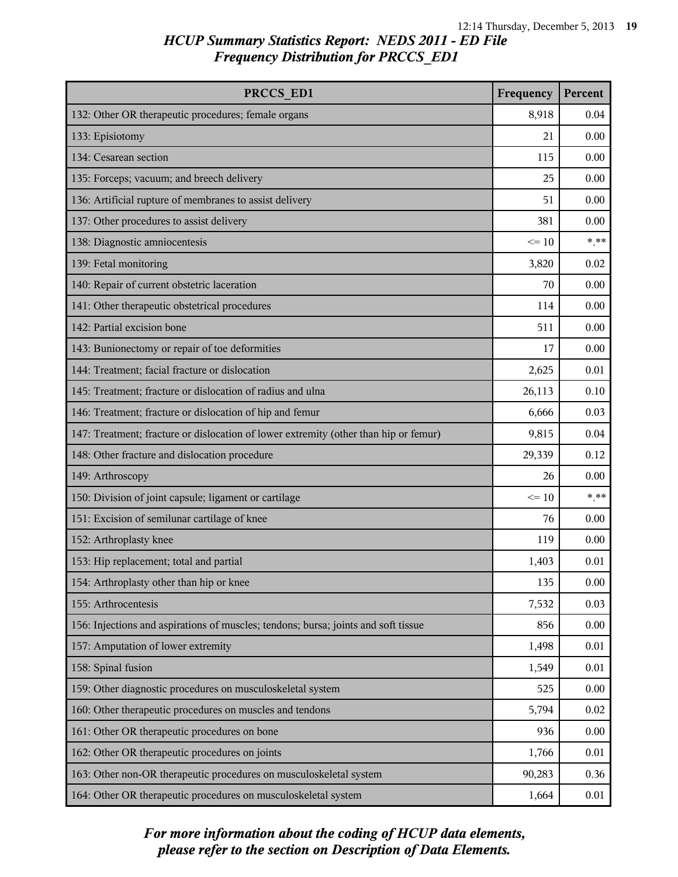# HCUP Summary Statistics Report: NEDS 2011 - ED File
## Frequency Distribution for PRCCS_ED1

| PRCCS_ED1 | Frequency | Percent |
|---|---|---|
| 132: Other OR therapeutic procedures; female organs | 8,918 | 0.04 |
| 133: Episiotomy | 21 | 0.00 |
| 134: Cesarean section | 115 | 0.00 |
| 135: Forceps; vacuum; and breech delivery | 25 | 0.00 |
| 136: Artificial rupture of membranes to assist delivery | 51 | 0.00 |
| 137: Other procedures to assist delivery | 381 | 0.00 |
| 138: Diagnostic amniocentesis | <= 10 | *.** |
| 139: Fetal monitoring | 3,820 | 0.02 |
| 140: Repair of current obstetric laceration | 70 | 0.00 |
| 141: Other therapeutic obstetrical procedures | 114 | 0.00 |
| 142: Partial excision bone | 511 | 0.00 |
| 143: Bunionectomy or repair of toe deformities | 17 | 0.00 |
| 144: Treatment; facial fracture or dislocation | 2,625 | 0.01 |
| 145: Treatment; fracture or dislocation of radius and ulna | 26,113 | 0.10 |
| 146: Treatment; fracture or dislocation of hip and femur | 6,666 | 0.03 |
| 147: Treatment; fracture or dislocation of lower extremity (other than hip or femur) | 9,815 | 0.04 |
| 148: Other fracture and dislocation procedure | 29,339 | 0.12 |
| 149: Arthroscopy | 26 | 0.00 |
| 150: Division of joint capsule; ligament or cartilage | <= 10 | *.** |
| 151: Excision of semilunar cartilage of knee | 76 | 0.00 |
| 152: Arthroplasty knee | 119 | 0.00 |
| 153: Hip replacement; total and partial | 1,403 | 0.01 |
| 154: Arthroplasty other than hip or knee | 135 | 0.00 |
| 155: Arthrocentesis | 7,532 | 0.03 |
| 156: Injections and aspirations of muscles; tendons; bursa; joints and soft tissue | 856 | 0.00 |
| 157: Amputation of lower extremity | 1,498 | 0.01 |
| 158: Spinal fusion | 1,549 | 0.01 |
| 159: Other diagnostic procedures on musculoskeletal system | 525 | 0.00 |
| 160: Other therapeutic procedures on muscles and tendons | 5,794 | 0.02 |
| 161: Other OR therapeutic procedures on bone | 936 | 0.00 |
| 162: Other OR therapeutic procedures on joints | 1,766 | 0.01 |
| 163: Other non-OR therapeutic procedures on musculoskeletal system | 90,283 | 0.36 |
| 164: Other OR therapeutic procedures on musculoskeletal system | 1,664 | 0.01 |

*For more information about the coding of HCUP data elements, please refer to the section on Description of Data Elements.*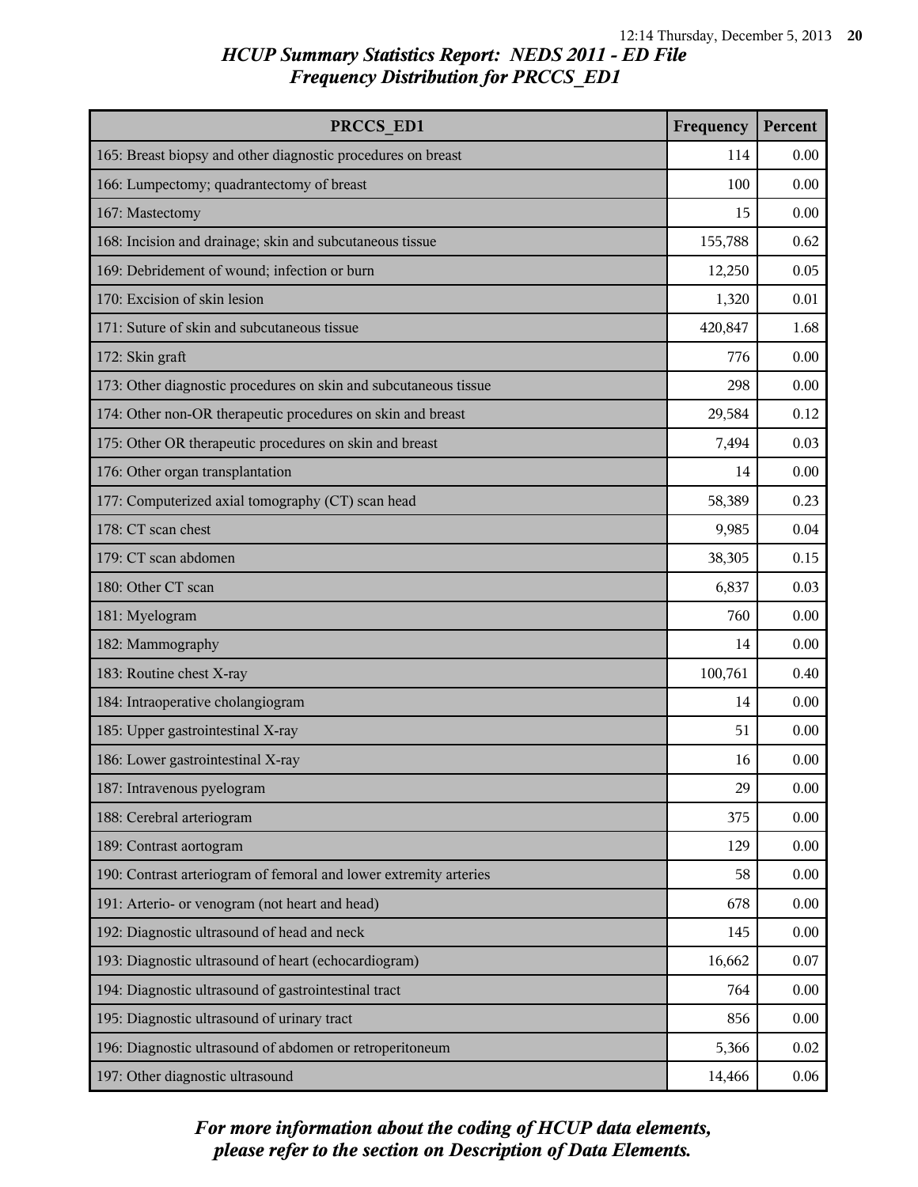## HCUP Summary Statistics Report: NEDS 2011 - ED File
## Frequency Distribution for PRCCS_ED1

| PRCCS_ED1 | Frequency | Percent |
|---|---|---|
| 165: Breast biopsy and other diagnostic procedures on breast | 114 | 0.00 |
| 166: Lumpectomy; quadrantectomy of breast | 100 | 0.00 |
| 167: Mastectomy | 15 | 0.00 |
| 168: Incision and drainage; skin and subcutaneous tissue | 155,788 | 0.62 |
| 169: Debridement of wound; infection or burn | 12,250 | 0.05 |
| 170: Excision of skin lesion | 1,320 | 0.01 |
| 171: Suture of skin and subcutaneous tissue | 420,847 | 1.68 |
| 172: Skin graft | 776 | 0.00 |
| 173: Other diagnostic procedures on skin and subcutaneous tissue | 298 | 0.00 |
| 174: Other non-OR therapeutic procedures on skin and breast | 29,584 | 0.12 |
| 175: Other OR therapeutic procedures on skin and breast | 7,494 | 0.03 |
| 176: Other organ transplantation | 14 | 0.00 |
| 177: Computerized axial tomography (CT) scan head | 58,389 | 0.23 |
| 178: CT scan chest | 9,985 | 0.04 |
| 179: CT scan abdomen | 38,305 | 0.15 |
| 180: Other CT scan | 6,837 | 0.03 |
| 181: Myelogram | 760 | 0.00 |
| 182: Mammography | 14 | 0.00 |
| 183: Routine chest X-ray | 100,761 | 0.40 |
| 184: Intraoperative cholangiogram | 14 | 0.00 |
| 185: Upper gastrointestinal X-ray | 51 | 0.00 |
| 186: Lower gastrointestinal X-ray | 16 | 0.00 |
| 187: Intravenous pyelogram | 29 | 0.00 |
| 188: Cerebral arteriogram | 375 | 0.00 |
| 189: Contrast aortogram | 129 | 0.00 |
| 190: Contrast arteriogram of femoral and lower extremity arteries | 58 | 0.00 |
| 191: Arterio- or venogram (not heart and head) | 678 | 0.00 |
| 192: Diagnostic ultrasound of head and neck | 145 | 0.00 |
| 193: Diagnostic ultrasound of heart (echocardiogram) | 16,662 | 0.07 |
| 194: Diagnostic ultrasound of gastrointestinal tract | 764 | 0.00 |
| 195: Diagnostic ultrasound of urinary tract | 856 | 0.00 |
| 196: Diagnostic ultrasound of abdomen or retroperitoneum | 5,366 | 0.02 |
| 197: Other diagnostic ultrasound | 14,466 | 0.06 |

*For more information about the coding of HCUP data elements, please refer to the section on Description of Data Elements.*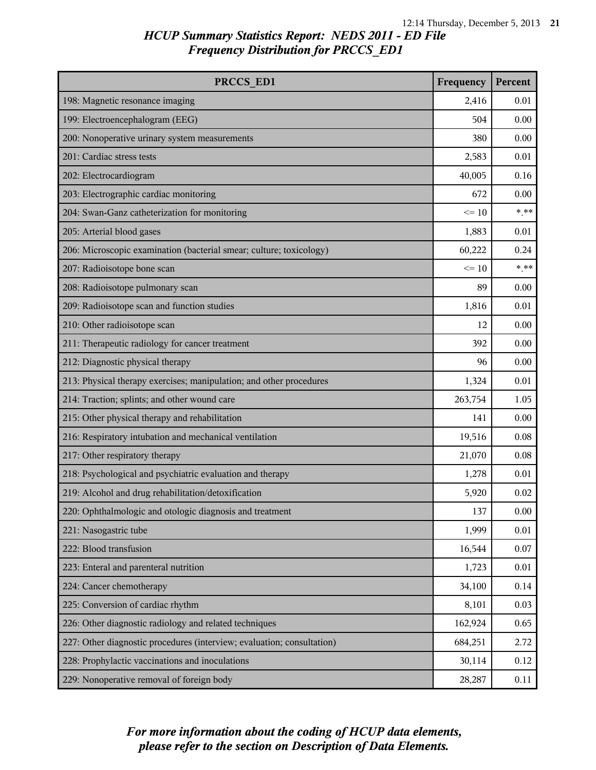## HCUP Summary Statistics Report: NEDS 2011 - ED File
## Frequency Distribution for PRCCS_ED1

| PRCCS_ED1 | Frequency | Percent |
|---|---|---|
| 198: Magnetic resonance imaging | 2,416 | 0.01 |
| 199: Electroencephalogram (EEG) | 504 | 0.00 |
| 200: Nonoperative urinary system measurements | 380 | 0.00 |
| 201: Cardiac stress tests | 2,583 | 0.01 |
| 202: Electrocardiogram | 40,005 | 0.16 |
| 203: Electrographic cardiac monitoring | 672 | 0.00 |
| 204: Swan-Ganz catheterization for monitoring | <= 10 | *.** |
| 205: Arterial blood gases | 1,883 | 0.01 |
| 206: Microscopic examination (bacterial smear; culture; toxicology) | 60,222 | 0.24 |
| 207: Radioisotope bone scan | <= 10 | *.** |
| 208: Radioisotope pulmonary scan | 89 | 0.00 |
| 209: Radioisotope scan and function studies | 1,816 | 0.01 |
| 210: Other radioisotope scan | 12 | 0.00 |
| 211: Therapeutic radiology for cancer treatment | 392 | 0.00 |
| 212: Diagnostic physical therapy | 96 | 0.00 |
| 213: Physical therapy exercises; manipulation; and other procedures | 1,324 | 0.01 |
| 214: Traction; splints; and other wound care | 263,754 | 1.05 |
| 215: Other physical therapy and rehabilitation | 141 | 0.00 |
| 216: Respiratory intubation and mechanical ventilation | 19,516 | 0.08 |
| 217: Other respiratory therapy | 21,070 | 0.08 |
| 218: Psychological and psychiatric evaluation and therapy | 1,278 | 0.01 |
| 219: Alcohol and drug rehabilitation/detoxification | 5,920 | 0.02 |
| 220: Ophthalmologic and otologic diagnosis and treatment | 137 | 0.00 |
| 221: Nasogastric tube | 1,999 | 0.01 |
| 222: Blood transfusion | 16,544 | 0.07 |
| 223: Enteral and parenteral nutrition | 1,723 | 0.01 |
| 224: Cancer chemotherapy | 34,100 | 0.14 |
| 225: Conversion of cardiac rhythm | 8,101 | 0.03 |
| 226: Other diagnostic radiology and related techniques | 162,924 | 0.65 |
| 227: Other diagnostic procedures (interview; evaluation; consultation) | 684,251 | 2.72 |
| 228: Prophylactic vaccinations and inoculations | 30,114 | 0.12 |
| 229: Nonoperative removal of foreign body | 28,287 | 0.11 |

*For more information about the coding of HCUP data elements, please refer to the section on Description of Data Elements.*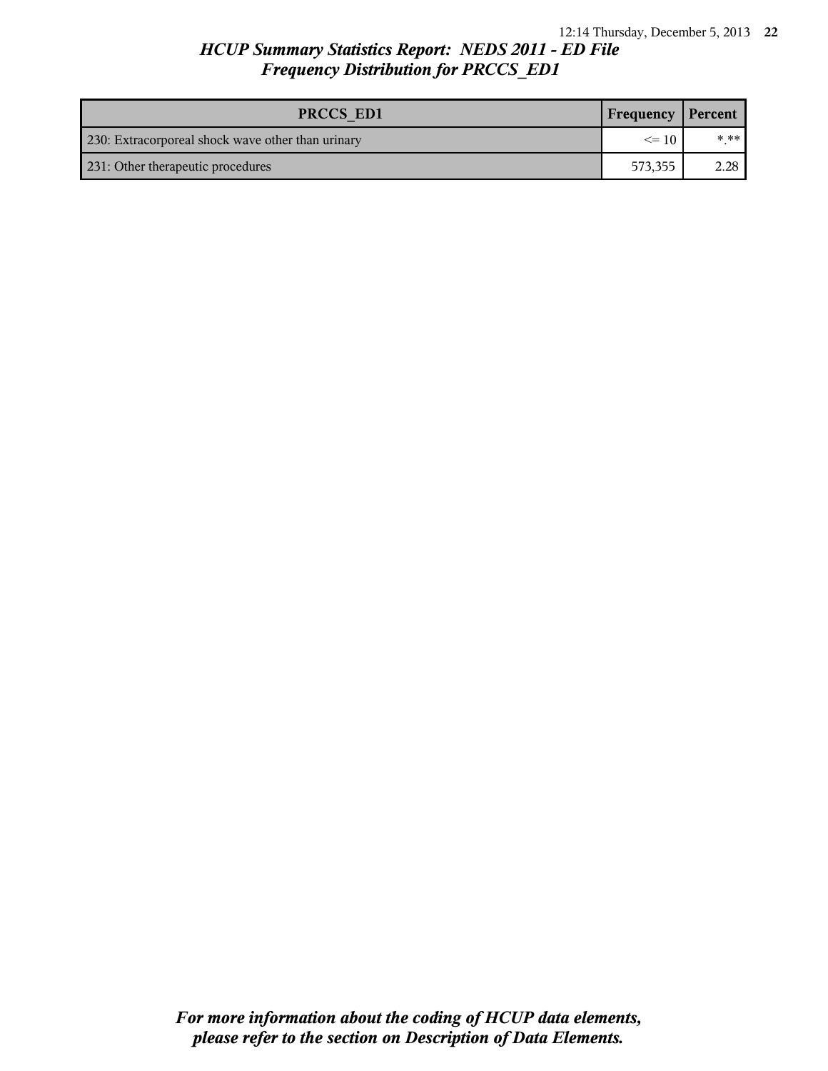*HCUP Summary Statistics Report: NEDS 2011 - ED File*
*Frequency Distribution for PRCCS_ED1*

| PRCCS_ED1 | Frequency | Percent |
|---|---|---|
| 230: Extracorporeal shock wave other than urinary | <= 10 | *.** |
| 231: Other therapeutic procedures | 573,355 | 2.28 |

*For more information about the coding of HCUP data elements, please refer to the section on Description of Data Elements.*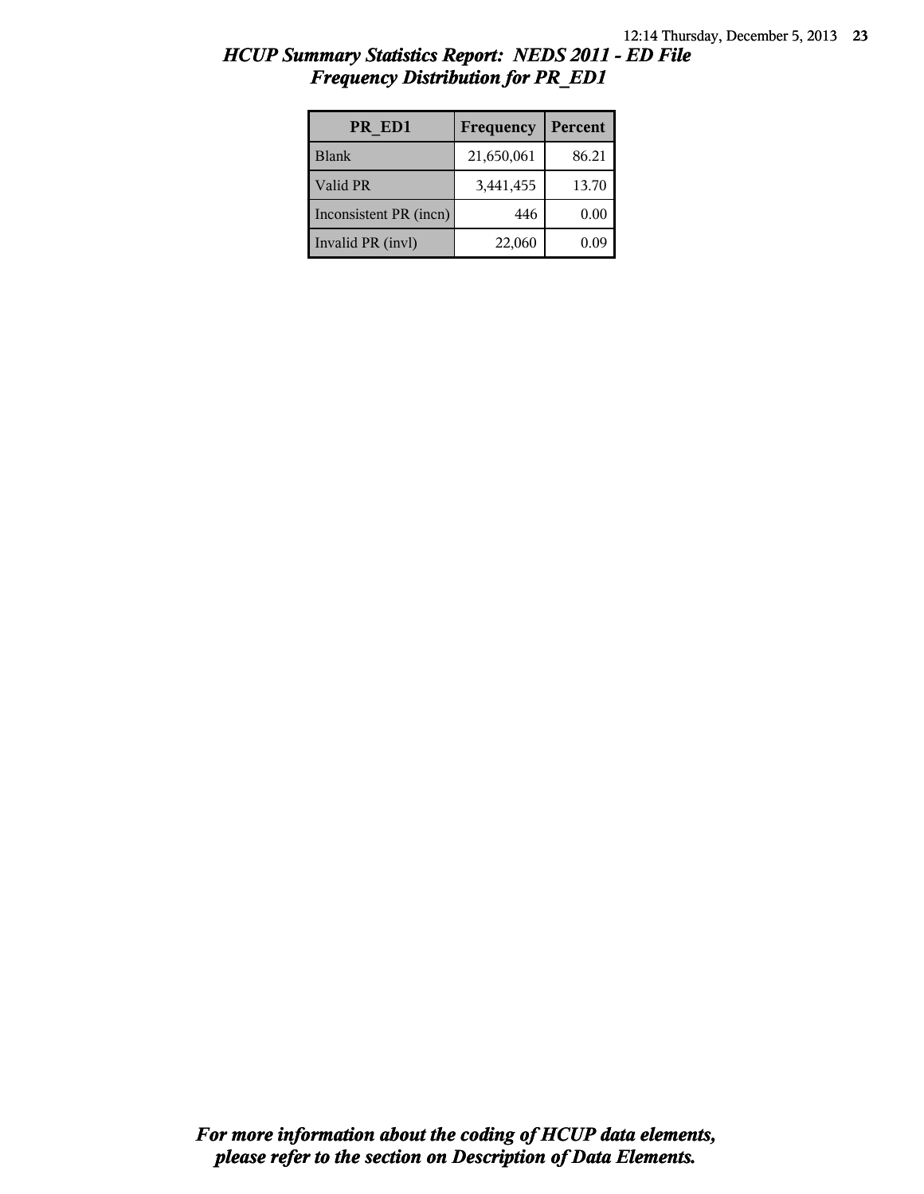## *HCUP Summary Statistics Report: NEDS 2011 - ED File*
## *Frequency Distribution for PR_ED1*

| PR_ED1 | Frequency | Percent |
|---|---|---|
| Blank | 21,650,061 | 86.21 |
| Valid PR | 3,441,455 | 13.70 |
| Inconsistent PR (incn) | 446 | 0.00 |
| Invalid PR (invl) | 22,060 | 0.09 |

***For more information about the coding of HCUP data elements, please refer to the section on Description of Data Elements.***